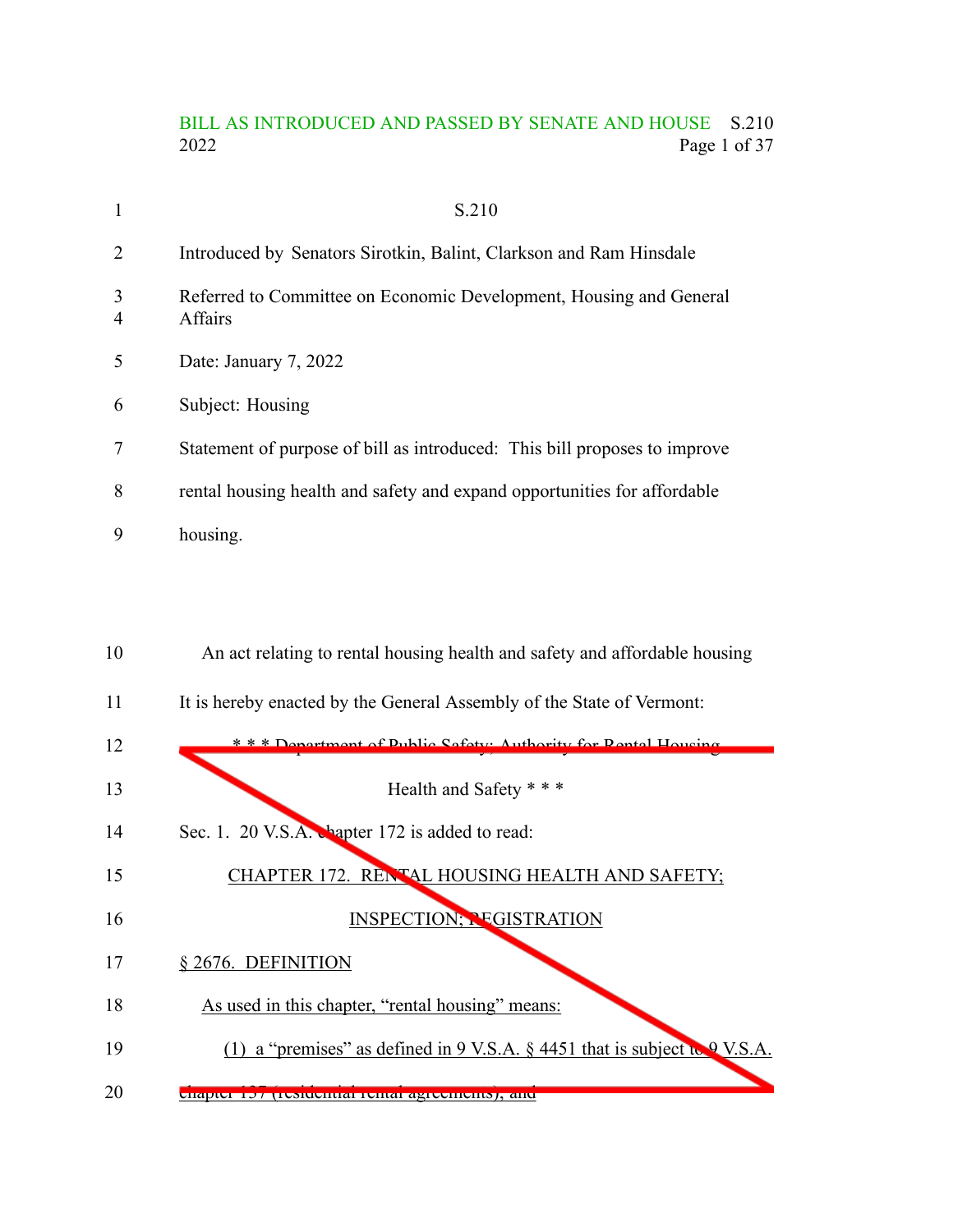BILL AS INTRODUCED AND PASSED BY SENATE AND HOUSE — S.210 — 2022

# S.210

Introduced by Senators Sirotkin, Balint, Clarkson and Ram Hinsdale

Referred to Committee on Economic Development, Housing and General Affairs

Date: January 7, 2022

Subject: Housing

Statement of purpose of bill as introduced: This bill proposes to improve rental housing health and safety and expand opportunities for affordable housing.

An act relating to rental housing health and safety and affordable housing

It is hereby enacted by the General Assembly of the State of Vermont:

\* \* \* Department of Public Safety; Authority for Rental Housing Health and Safety \* \* \*

Sec. 1. 20 V.S.A. chapter 172 is added to read:

CHAPTER 172. RENTAL HOUSING HEALTH AND SAFETY; INSPECTION; REGISTRATION

§ 2676. DEFINITION

As used in this chapter, "rental housing" means:

(1) a "premises" as defined in 9 V.S.A. § 4451 that is subject to 9 V.S.A. chapter 137 (residential rental agreements); and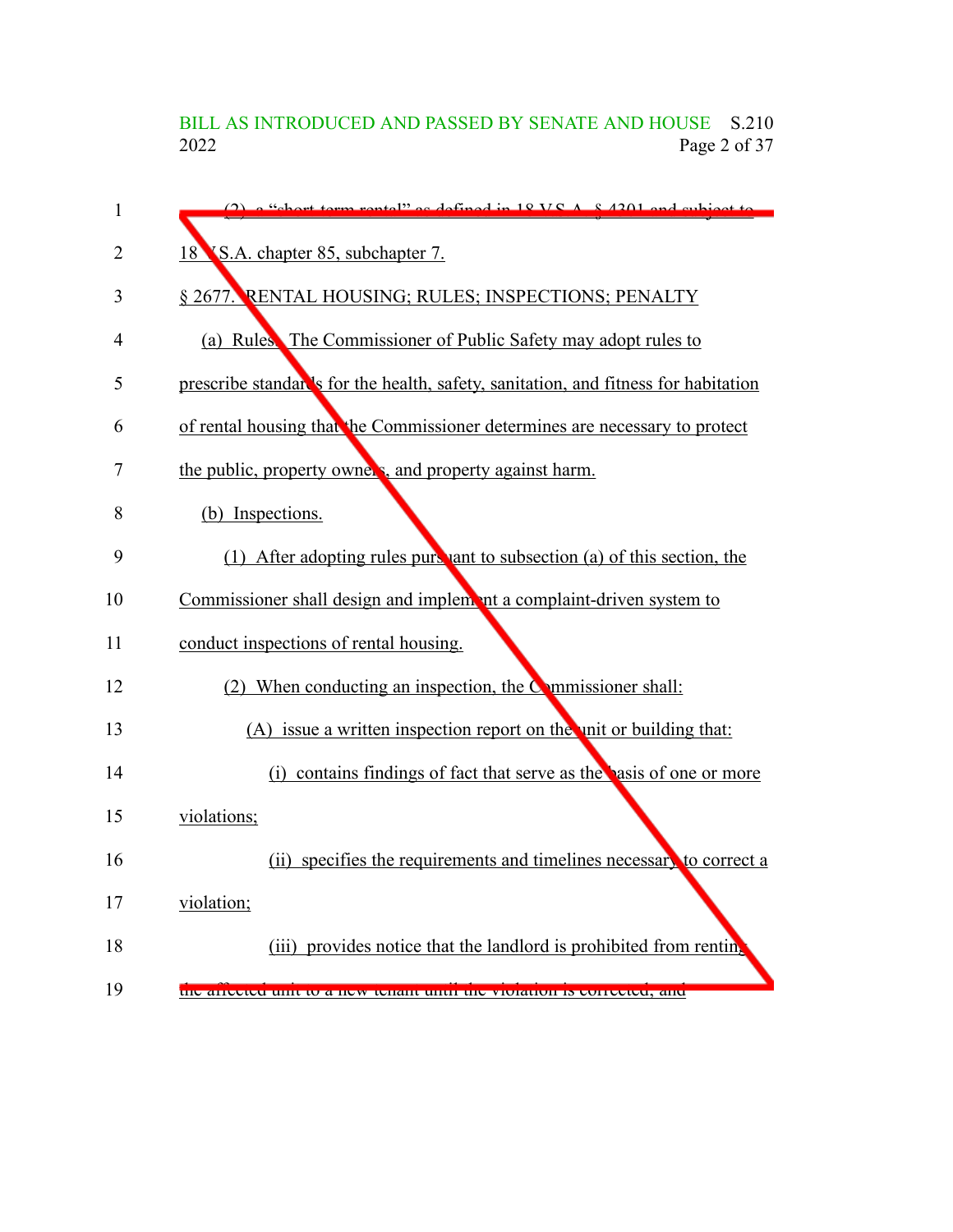(2) a "short-term rental" as defined in 18 V.S.A. § 4301 and subject to 18 V.S.A. chapter 85, subchapter 7.

§ 2677. RENTAL HOUSING; RULES; INSPECTIONS; PENALTY

(a) Rules. The Commissioner of Public Safety may adopt rules to prescribe standards for the health, safety, sanitation, and fitness for habitation of rental housing that the Commissioner determines are necessary to protect the public, property owners, and property against harm.

(b) Inspections.

(1) After adopting rules pursuant to subsection (a) of this section, the Commissioner shall design and implement a complaint-driven system to conduct inspections of rental housing.

(2) When conducting an inspection, the Commissioner shall:

(A) issue a written inspection report on the unit or building that:

(i) contains findings of fact that serve as the basis of one or more violations;

(ii) specifies the requirements and timelines necessary to correct a violation;

(iii) provides notice that the landlord is prohibited from renting the affected unit to a new tenant until the violation is corrected; and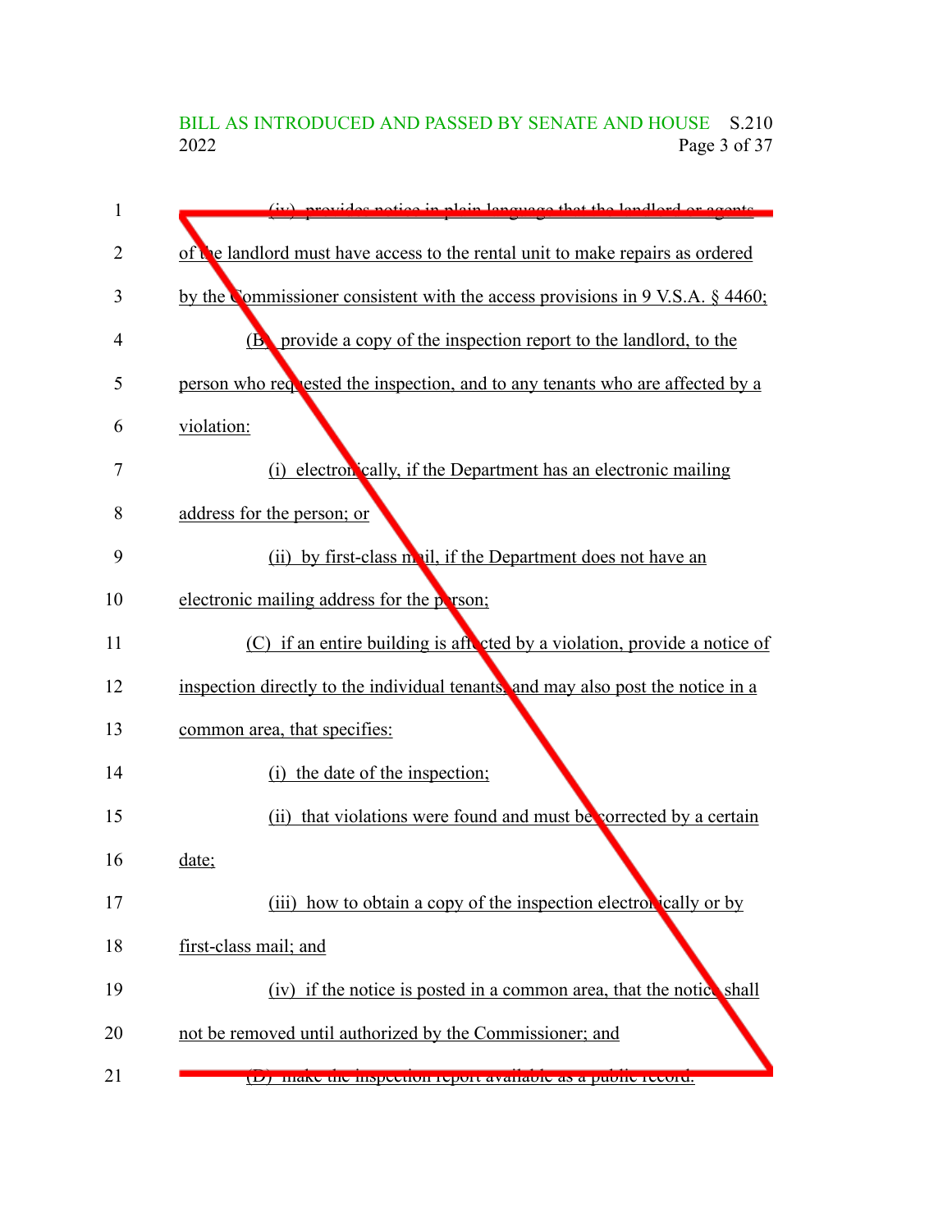(iv) provides notice in plain language that the landlord or agents of the landlord must have access to the rental unit to make repairs as ordered by the Commissioner consistent with the access provisions in 9 V.S.A. § 4460;

(B) provide a copy of the inspection report to the landlord, to the person who requested the inspection, and to any tenants who are affected by a violation:

(i) electronically, if the Department has an electronic mailing address for the person; or

(ii) by first-class mail, if the Department does not have an electronic mailing address for the person;

(C) if an entire building is affected by a violation, provide a notice of inspection directly to the individual tenants, and may also post the notice in a common area, that specifies:

(i) the date of the inspection;

(ii) that violations were found and must be corrected by a certain date;

(iii) how to obtain a copy of the inspection electronically or by first-class mail; and

(iv) if the notice is posted in a common area, that the notice shall not be removed until authorized by the Commissioner; and

(D) make the inspection report available as a public record.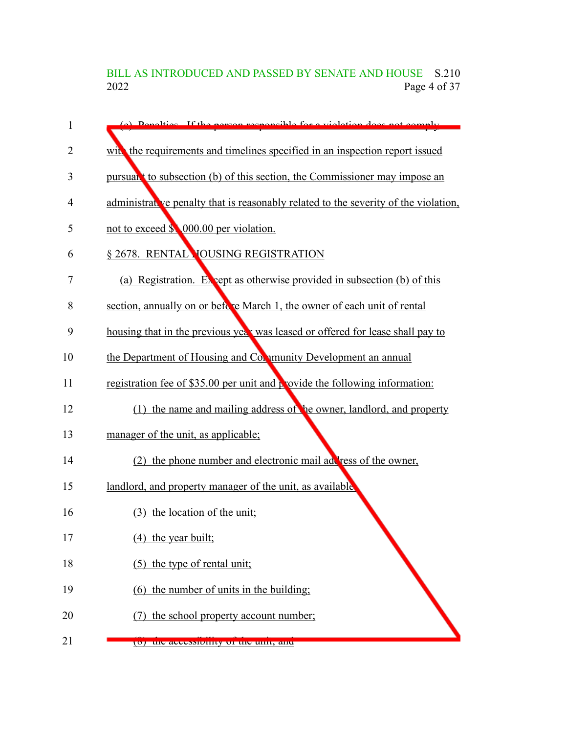(c) Penalties. If the person responsible for a violation does not comply with the requirements and timelines specified in an inspection report issued pursuant to subsection (b) of this section, the Commissioner may impose an administrative penalty that is reasonably related to the severity of the violation, not to exceed $1,000.00 per violation.

§ 2678. RENTAL HOUSING REGISTRATION

(a) Registration. Except as otherwise provided in subsection (b) of this section, annually on or before March 1, the owner of each unit of rental housing that in the previous year was leased or offered for lease shall pay to the Department of Housing and Community Development an annual registration fee of $35.00 per unit and provide the following information:

(1) the name and mailing address of the owner, landlord, and property manager of the unit, as applicable;

(2) the phone number and electronic mail address of the owner, landlord, and property manager of the unit, as available;

(3) the location of the unit;

(4) the year built;

(5) the type of rental unit;

(6) the number of units in the building;

(7) the school property account number;

(8) the accessibility of the unit; and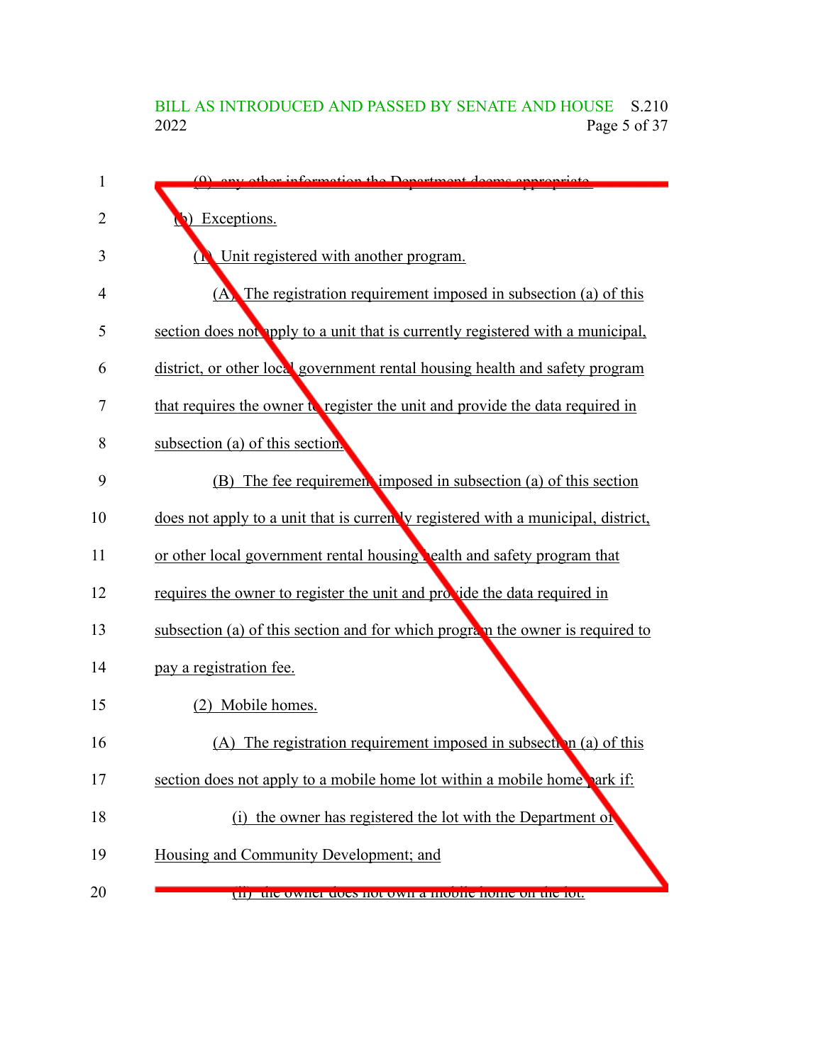(9) any other information the Department deems appropriate.

(b) Exceptions.

(1) Unit registered with another program.

(A) The registration requirement imposed in subsection (a) of this section does not apply to a unit that is currently registered with a municipal, district, or other local government rental housing health and safety program that requires the owner to register the unit and provide the data required in subsection (a) of this section.

(B) The fee requirement imposed in subsection (a) of this section does not apply to a unit that is currently registered with a municipal, district, or other local government rental housing health and safety program that requires the owner to register the unit and provide the data required in subsection (a) of this section and for which program the owner is required to pay a registration fee.

(2) Mobile homes.

(A) The registration requirement imposed in subsection (a) of this section does not apply to a mobile home lot within a mobile home park if:

(i) the owner has registered the lot with the Department of Housing and Community Development; and

(ii) the owner does not own a mobile home on the lot.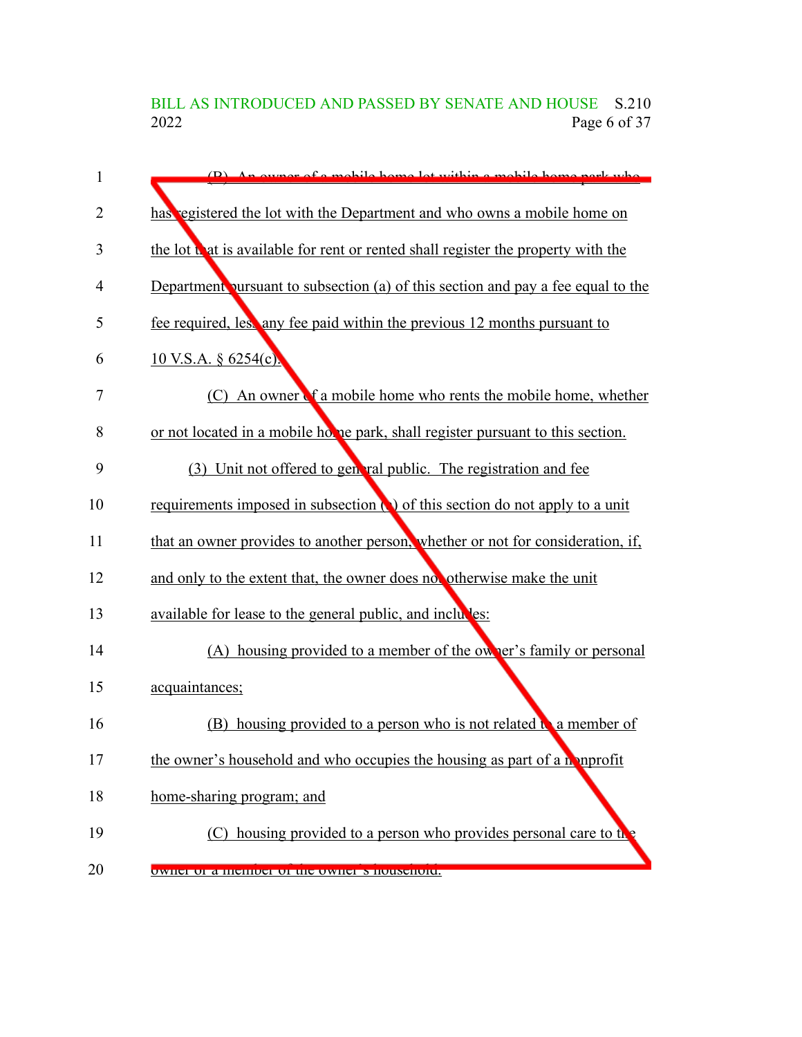(B) An owner of a mobile home lot within a mobile home park who has registered the lot with the Department and who owns a mobile home on the lot that is available for rent or rented shall register the property with the Department pursuant to subsection (a) of this section and pay a fee equal to the fee required, less any fee paid within the previous 12 months pursuant to 10 V.S.A. § 6254(c).

(C) An owner of a mobile home who rents the mobile home, whether or not located in a mobile home park, shall register pursuant to this section.

(3) Unit not offered to general public. The registration and fee requirements imposed in subsection (a) of this section do not apply to a unit that an owner provides to another person, whether or not for consideration, if, and only to the extent that, the owner does not otherwise make the unit available for lease to the general public, and includes:

(A) housing provided to a member of the owner's family or personal acquaintances;

(B) housing provided to a person who is not related to a member of the owner's household and who occupies the housing as part of a nonprofit home-sharing program; and

(C) housing provided to a person who provides personal care to the owner or a member of the owner's household.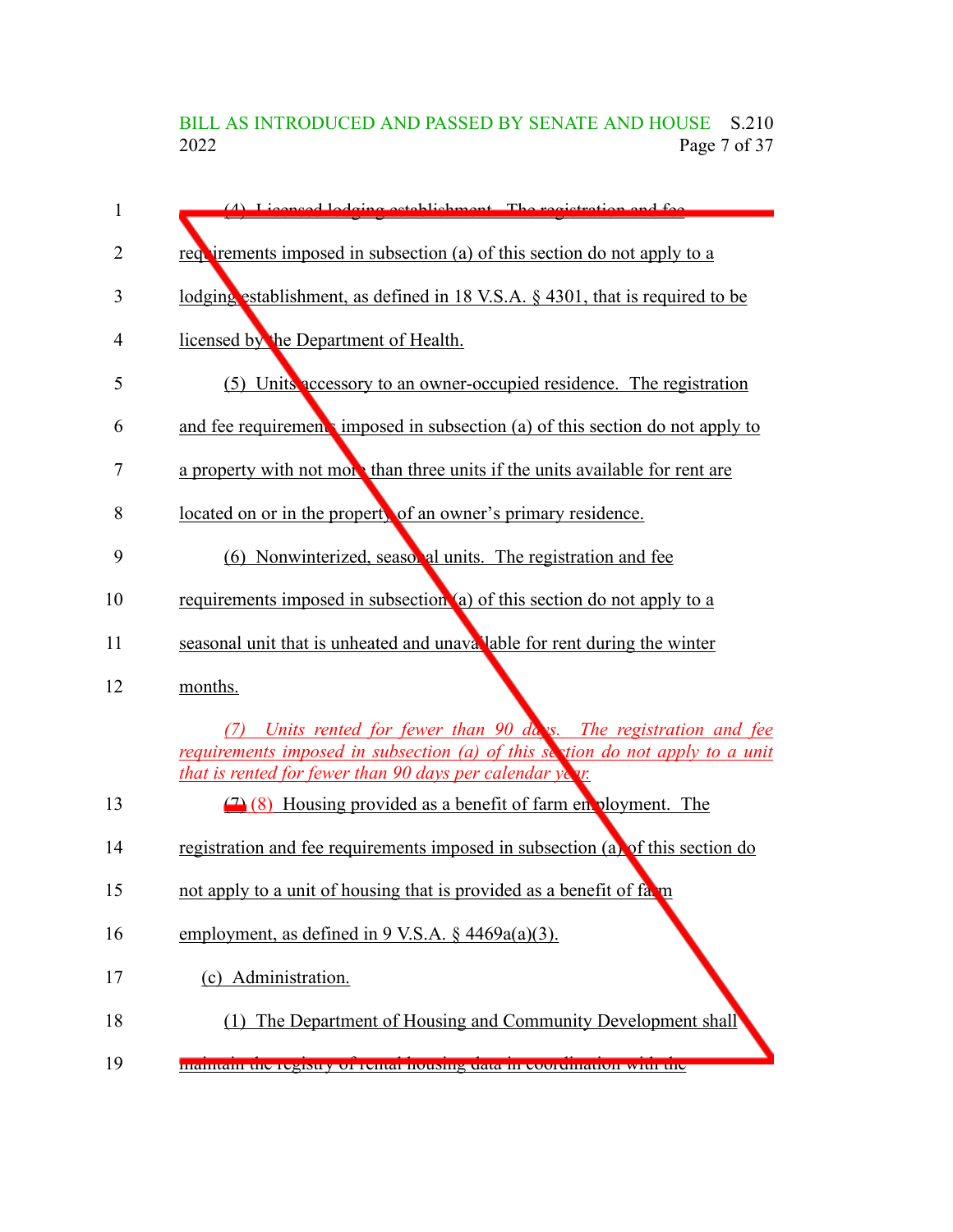(4) Licensed lodging establishment. The registration and fee requirements imposed in subsection (a) of this section do not apply to a lodging establishment, as defined in 18 V.S.A. § 4301, that is required to be licensed by the Department of Health.

(5) Units accessory to an owner-occupied residence. The registration and fee requirements imposed in subsection (a) of this section do not apply to a property with not more than three units if the units available for rent are located on or in the property of an owner's primary residence.

(6) Nonwinterized, seasonal units. The registration and fee requirements imposed in subsection (a) of this section do not apply to a seasonal unit that is unheated and unavailable for rent during the winter months.

*(7) Units rented for fewer than 90 days. The registration and fee requirements imposed in subsection (a) of this section do not apply to a unit that is rented for fewer than 90 days per calendar year.*

~~(7)~~ (8) Housing provided as a benefit of farm employment. The registration and fee requirements imposed in subsection (a) of this section do not apply to a unit of housing that is provided as a benefit of farm employment, as defined in 9 V.S.A. § 4469a(a)(3).

(c) Administration.

(1) The Department of Housing and Community Development shall maintain the registry of rental housing data in coordination with the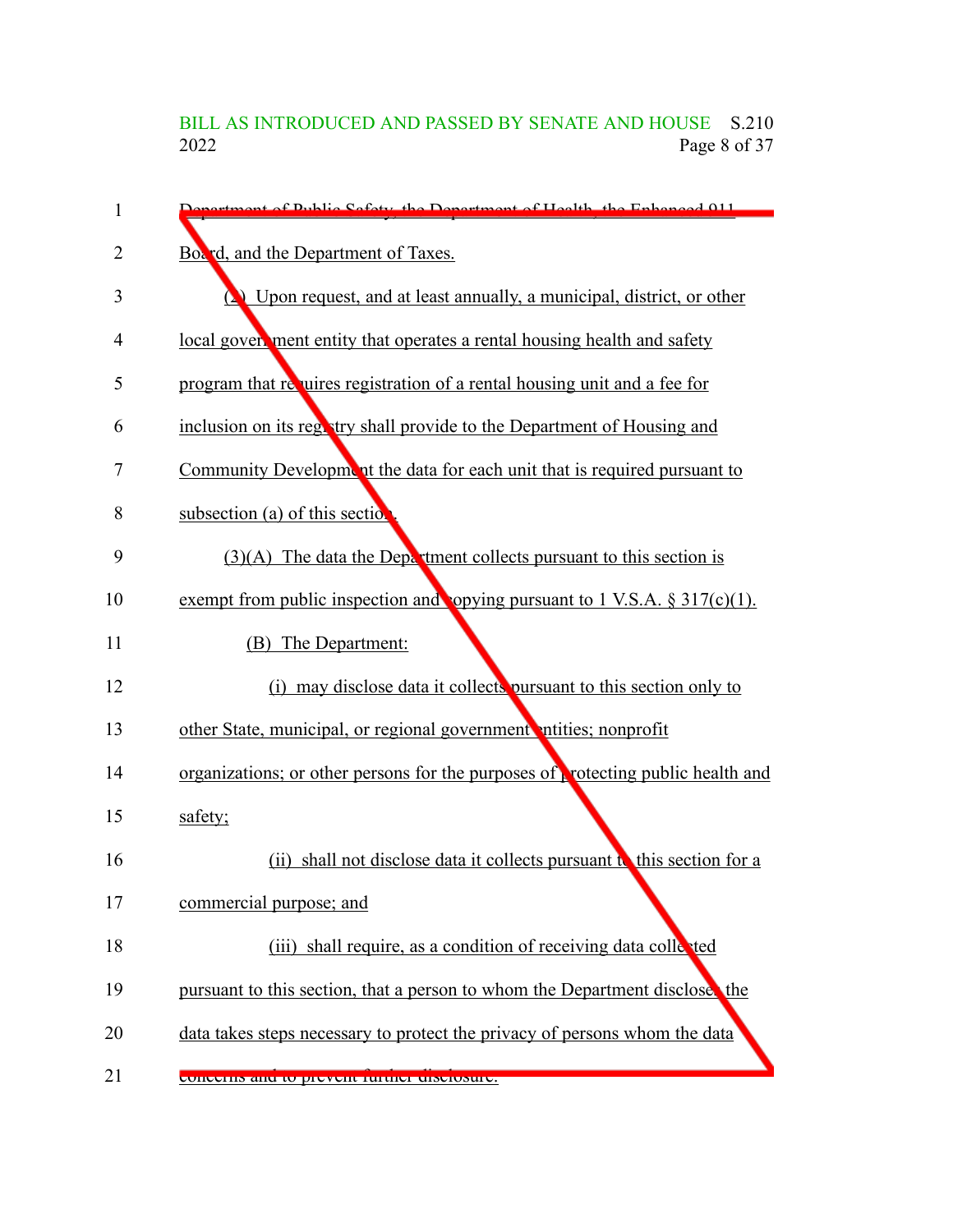Department of Public Safety, the Department of Health, the Enhanced 911 Board, and the Department of Taxes.

(2) Upon request, and at least annually, a municipal, district, or other local government entity that operates a rental housing health and safety program that requires registration of a rental housing unit and a fee for inclusion on its registry shall provide to the Department of Housing and Community Development the data for each unit that is required pursuant to subsection (a) of this section.

(3)(A) The data the Department collects pursuant to this section is exempt from public inspection and copying pursuant to 1 V.S.A. § 317(c)(1).

(B) The Department:

(i) may disclose data it collects pursuant to this section only to other State, municipal, or regional government entities; nonprofit organizations; or other persons for the purposes of protecting public health and safety;

(ii) shall not disclose data it collects pursuant to this section for a commercial purpose; and

(iii) shall require, as a condition of receiving data collected pursuant to this section, that a person to whom the Department discloses the data takes steps necessary to protect the privacy of persons whom the data concerns and to prevent further disclosure.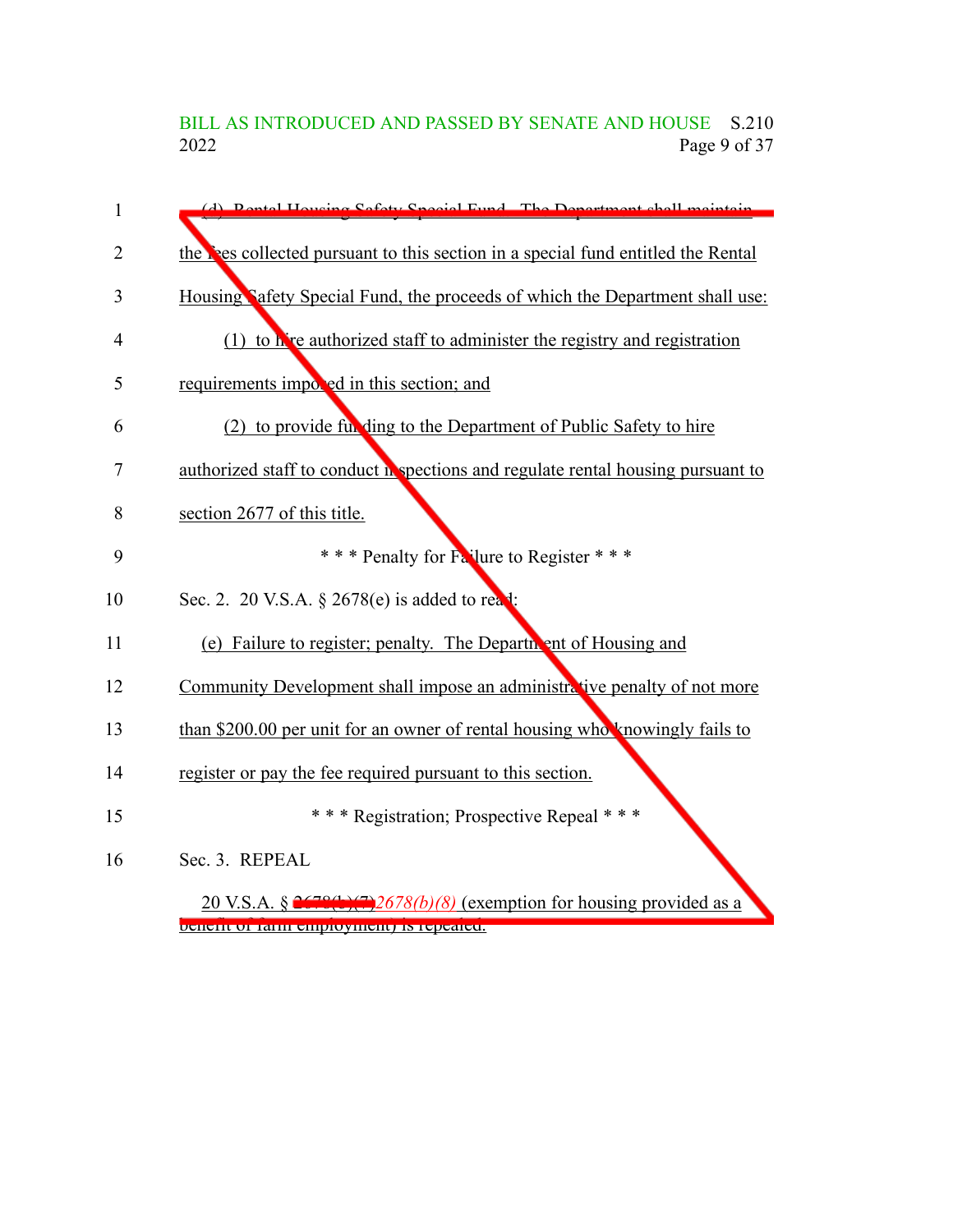(d) Rental Housing Safety Special Fund. The Department shall maintain the fees collected pursuant to this section in a special fund entitled the Rental Housing Safety Special Fund, the proceeds of which the Department shall use:

(1) to hire authorized staff to administer the registry and registration requirements imposed in this section; and

(2) to provide funding to the Department of Public Safety to hire authorized staff to conduct inspections and regulate rental housing pursuant to section 2677 of this title.

\* \* \* Penalty for Failure to Register \* \* \*

Sec. 2. 20 V.S.A. § 2678(e) is added to read:

(e) Failure to register; penalty. The Department of Housing and Community Development shall impose an administrative penalty of not more than $200.00 per unit for an owner of rental housing who knowingly fails to register or pay the fee required pursuant to this section.

\* \* \* Registration; Prospective Repeal \* \* \*

Sec. 3. REPEAL

20 V.S.A. § ~~2678(b)(7)~~ *2678(b)(8)* (exemption for housing provided as a benefit of farm employment) is repealed.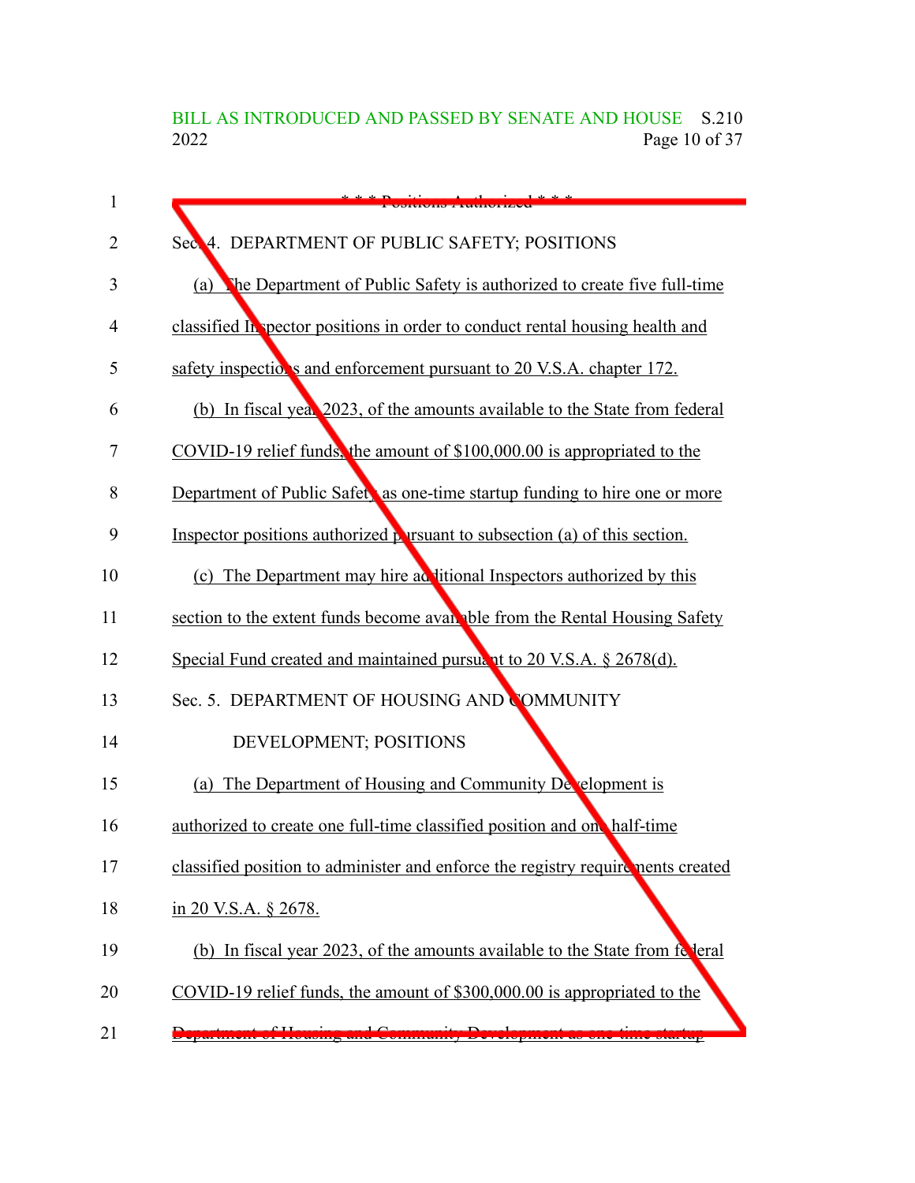* * * Positions Authorized * * *

Sec. 4. DEPARTMENT OF PUBLIC SAFETY; POSITIONS

(a) The Department of Public Safety is authorized to create five full-time classified Inspector positions in order to conduct rental housing health and safety inspections and enforcement pursuant to 20 V.S.A. chapter 172.

(b) In fiscal year 2023, of the amounts available to the State from federal COVID-19 relief funds, the amount of $100,000.00 is appropriated to the Department of Public Safety as one-time startup funding to hire one or more Inspector positions authorized pursuant to subsection (a) of this section.

(c) The Department may hire additional Inspectors authorized by this section to the extent funds become available from the Rental Housing Safety Special Fund created and maintained pursuant to 20 V.S.A. § 2678(d).

Sec. 5. DEPARTMENT OF HOUSING AND COMMUNITY DEVELOPMENT; POSITIONS

(a) The Department of Housing and Community Development is authorized to create one full-time classified position and one half-time classified position to administer and enforce the registry requirements created in 20 V.S.A. § 2678.

(b) In fiscal year 2023, of the amounts available to the State from federal COVID-19 relief funds, the amount of $300,000.00 is appropriated to the Department of Housing and Community Development as one-time startup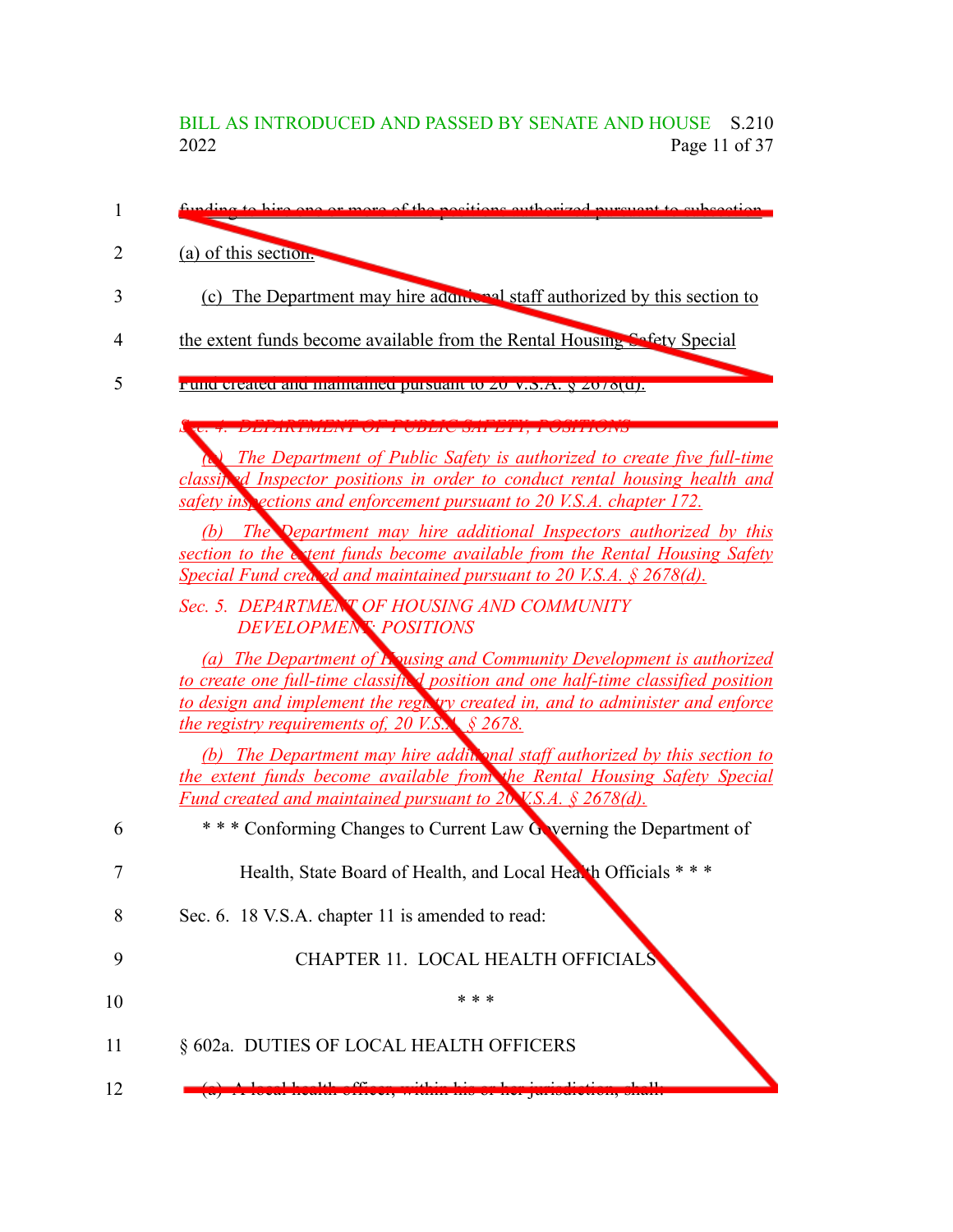funding to hire one or more of the positions authorized pursuant to subsection (a) of this section.

(c) The Department may hire additional staff authorized by this section to the extent funds become available from the Rental Housing Safety Special Fund created and maintained pursuant to 20 V.S.A. § 2678(d).

*Sec. 4. DEPARTMENT OF PUBLIC SAFETY; POSITIONS*

*(a) The Department of Public Safety is authorized to create five full-time classified Inspector positions in order to conduct rental housing health and safety inspections and enforcement pursuant to 20 V.S.A. chapter 172.*

*(b) The Department may hire additional Inspectors authorized by this section to the extent funds become available from the Rental Housing Safety Special Fund created and maintained pursuant to 20 V.S.A. § 2678(d).*

*Sec. 5. DEPARTMENT OF HOUSING AND COMMUNITY DEVELOPMENT; POSITIONS*

*(a) The Department of Housing and Community Development is authorized to create one full-time classified position and one half-time classified position to design and implement the registry created in, and to administer and enforce the registry requirements of, 20 V.S.A. § 2678.*

*(b) The Department may hire additional staff authorized by this section to the extent funds become available from the Rental Housing Safety Special Fund created and maintained pursuant to 20 V.S.A. § 2678(d).*

\* \* \* Conforming Changes to Current Law Governing the Department of Health, State Board of Health, and Local Health Officials \* \* \*

Sec. 6. 18 V.S.A. chapter 11 is amended to read:

CHAPTER 11. LOCAL HEALTH OFFICIALS

\* \* \*

§ 602a. DUTIES OF LOCAL HEALTH OFFICERS

(a) A local health officer, within his or her jurisdiction, shall: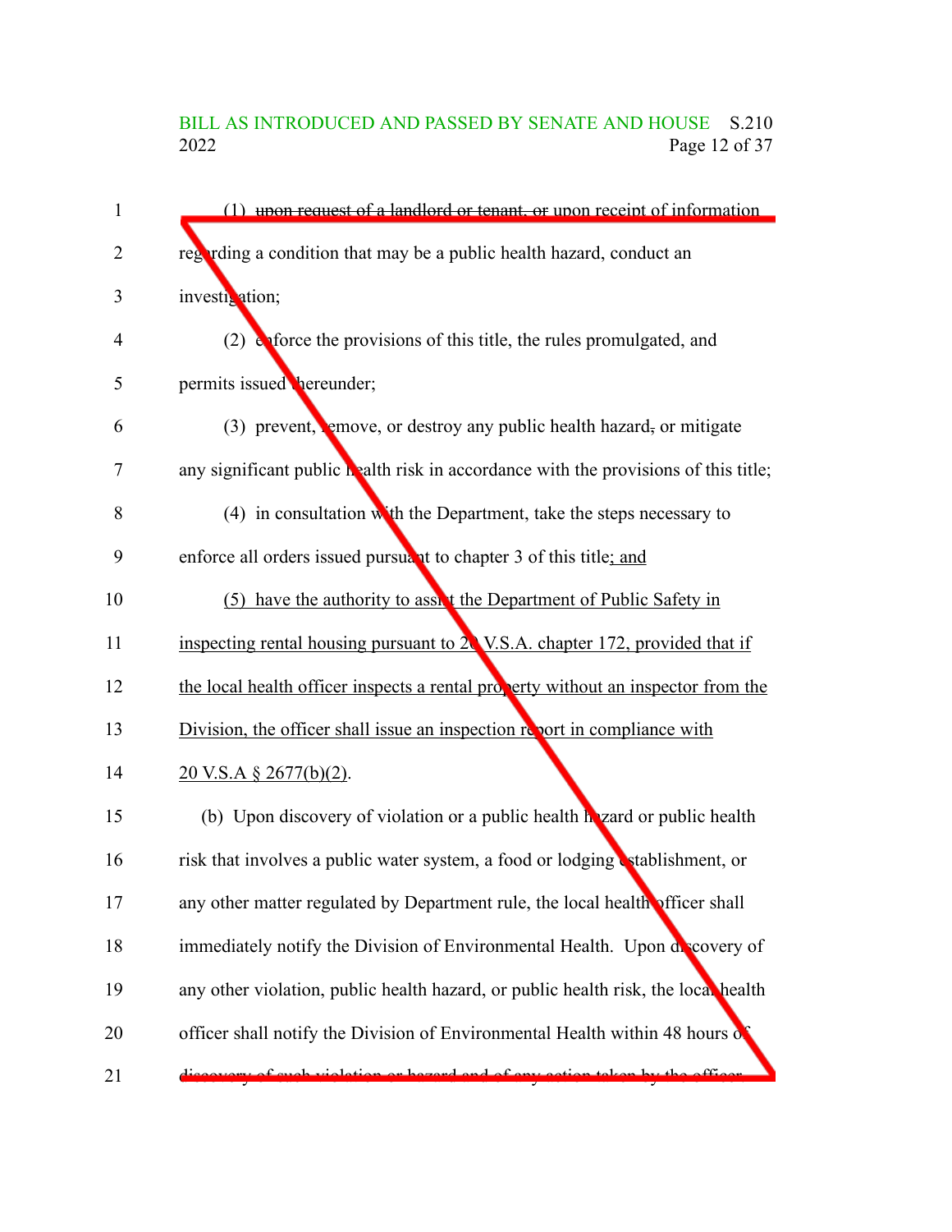(1) ~~upon request of a landlord or tenant, or~~ upon receipt of information regarding a condition that may be a public health hazard, conduct an investigation;

(2) enforce the provisions of this title, the rules promulgated, and permits issued thereunder;

(3) prevent, remove, or destroy any public health hazard~~,~~ or mitigate any significant public health risk in accordance with the provisions of this title;

(4) in consultation with the Department, take the steps necessary to enforce all orders issued pursuant to chapter 3 of this title; and

(5) have the authority to assist the Department of Public Safety in inspecting rental housing pursuant to 20 V.S.A. chapter 172, provided that if the local health officer inspects a rental property without an inspector from the Division, the officer shall issue an inspection report in compliance with 20 V.S.A § 2677(b)(2).

(b) Upon discovery of violation or a public health hazard or public health risk that involves a public water system, a food or lodging establishment, or any other matter regulated by Department rule, the local health officer shall immediately notify the Division of Environmental Health. Upon discovery of any other violation, public health hazard, or public health risk, the local health officer shall notify the Division of Environmental Health within 48 hours of ~~discovery of such violation or hazard and of any action taken by the officer.~~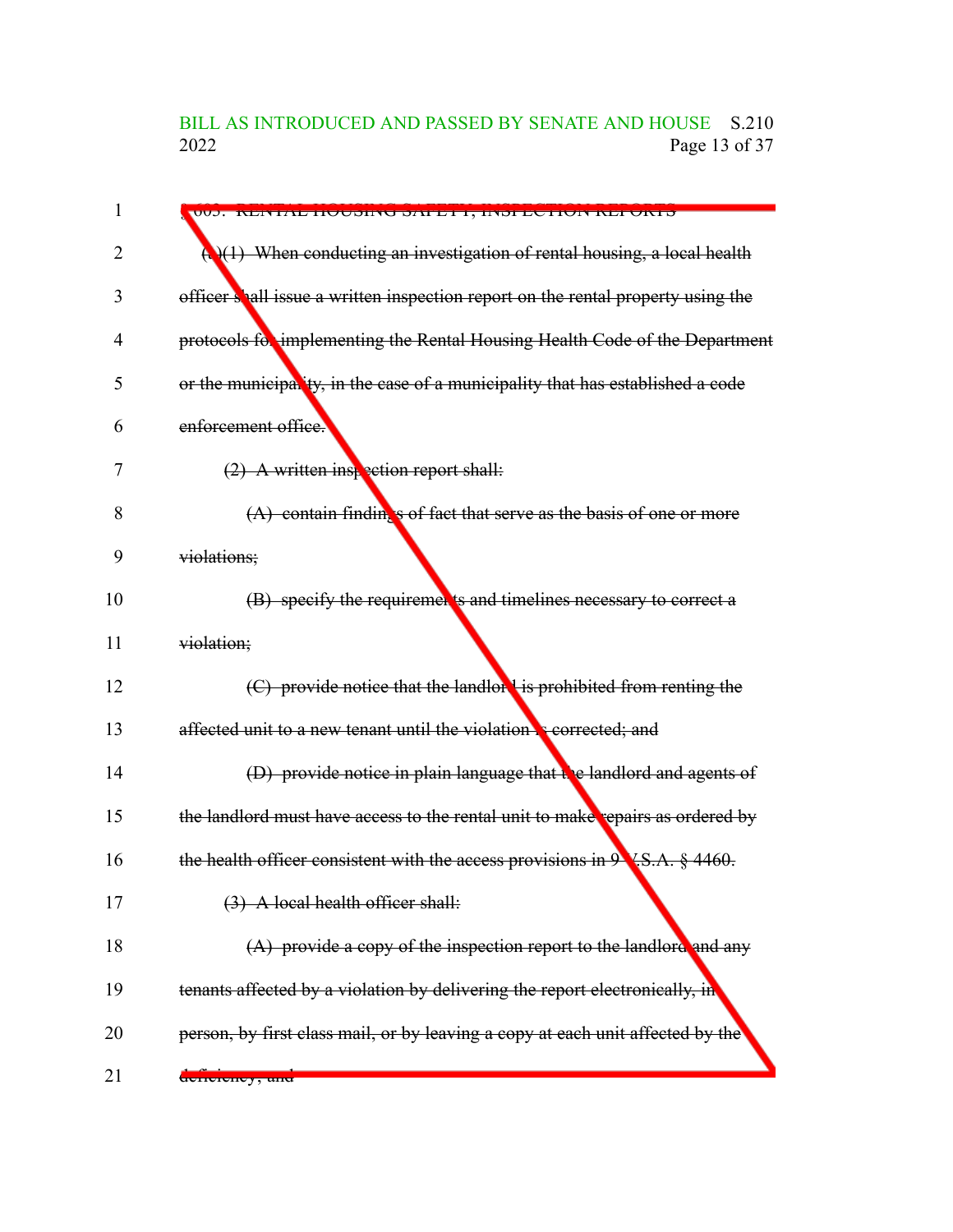§ 603. RENTAL HOUSING SAFETY; INSPECTION REPORTS

(a)(1) When conducting an investigation of rental housing, a local health officer shall issue a written inspection report on the rental property using the protocols for implementing the Rental Housing Health Code of the Department or the municipality, in the case of a municipality that has established a code enforcement office.

(2) A written inspection report shall:

(A) contain findings of fact that serve as the basis of one or more violations;

(B) specify the requirements and timelines necessary to correct a violation;

(C) provide notice that the landlord is prohibited from renting the affected unit to a new tenant until the violation is corrected; and

(D) provide notice in plain language that the landlord and agents of the landlord must have access to the rental unit to make repairs as ordered by the health officer consistent with the access provisions in 9 V.S.A. § 4460.

(3) A local health officer shall:

(A) provide a copy of the inspection report to the landlord and any tenants affected by a violation by delivering the report electronically, in person, by first class mail, or by leaving a copy at each unit affected by the deficiency; and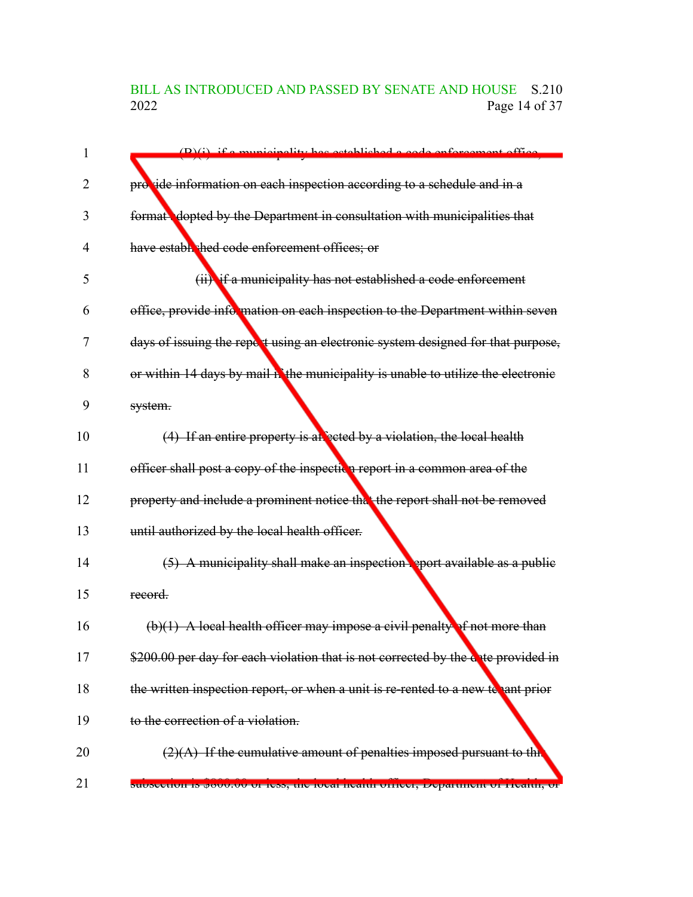(B)(i) if a municipality has established a code enforcement office, provide information on each inspection according to a schedule and in a format adopted by the Department in consultation with municipalities that have established code enforcement offices; or

(ii) if a municipality has not established a code enforcement office, provide information on each inspection to the Department within seven days of issuing the report using an electronic system designed for that purpose, or within 14 days by mail if the municipality is unable to utilize the electronic system.

(4) If an entire property is affected by a violation, the local health officer shall post a copy of the inspection report in a common area of the property and include a prominent notice that the report shall not be removed until authorized by the local health officer.

(5) A municipality shall make an inspection report available as a public record.

(b)(1) A local health officer may impose a civil penalty of not more than $200.00 per day for each violation that is not corrected by the date provided in the written inspection report, or when a unit is re-rented to a new tenant prior to the correction of a violation.

(2)(A) If the cumulative amount of penalties imposed pursuant to this subsection is $800.00 or less, the local health officer, Department of Health, or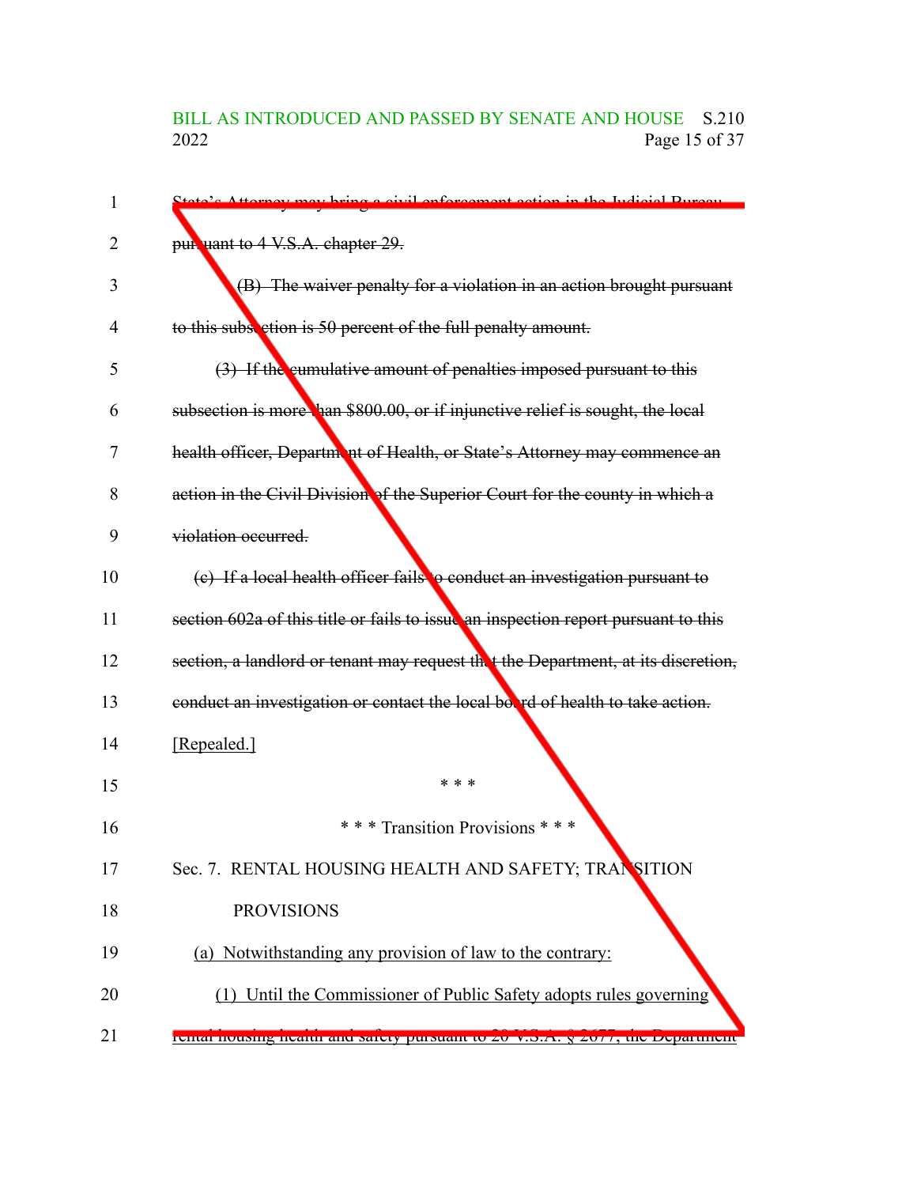State's Attorney may bring a civil enforcement action in the Judicial Bureau pursuant to 4 V.S.A. chapter 29.

(B) The waiver penalty for a violation in an action brought pursuant to this subsection is 50 percent of the full penalty amount.

(3) If the cumulative amount of penalties imposed pursuant to this subsection is more than $800.00, or if injunctive relief is sought, the local health officer, Department of Health, or State's Attorney may commence an action in the Civil Division of the Superior Court for the county in which a violation occurred.

(c) If a local health officer fails to conduct an investigation pursuant to section 602a of this title or fails to issue an inspection report pursuant to this section, a landlord or tenant may request that the Department, at its discretion, conduct an investigation or contact the local board of health to take action. [Repealed.]

\* \* \*

\* \* \* Transition Provisions \* \* \*

Sec. 7. RENTAL HOUSING HEALTH AND SAFETY; TRANSITION PROVISIONS

(a) Notwithstanding any provision of law to the contrary:

(1) Until the Commissioner of Public Safety adopts rules governing rental housing health and safety pursuant to 20 V.S.A. § 2677, the Department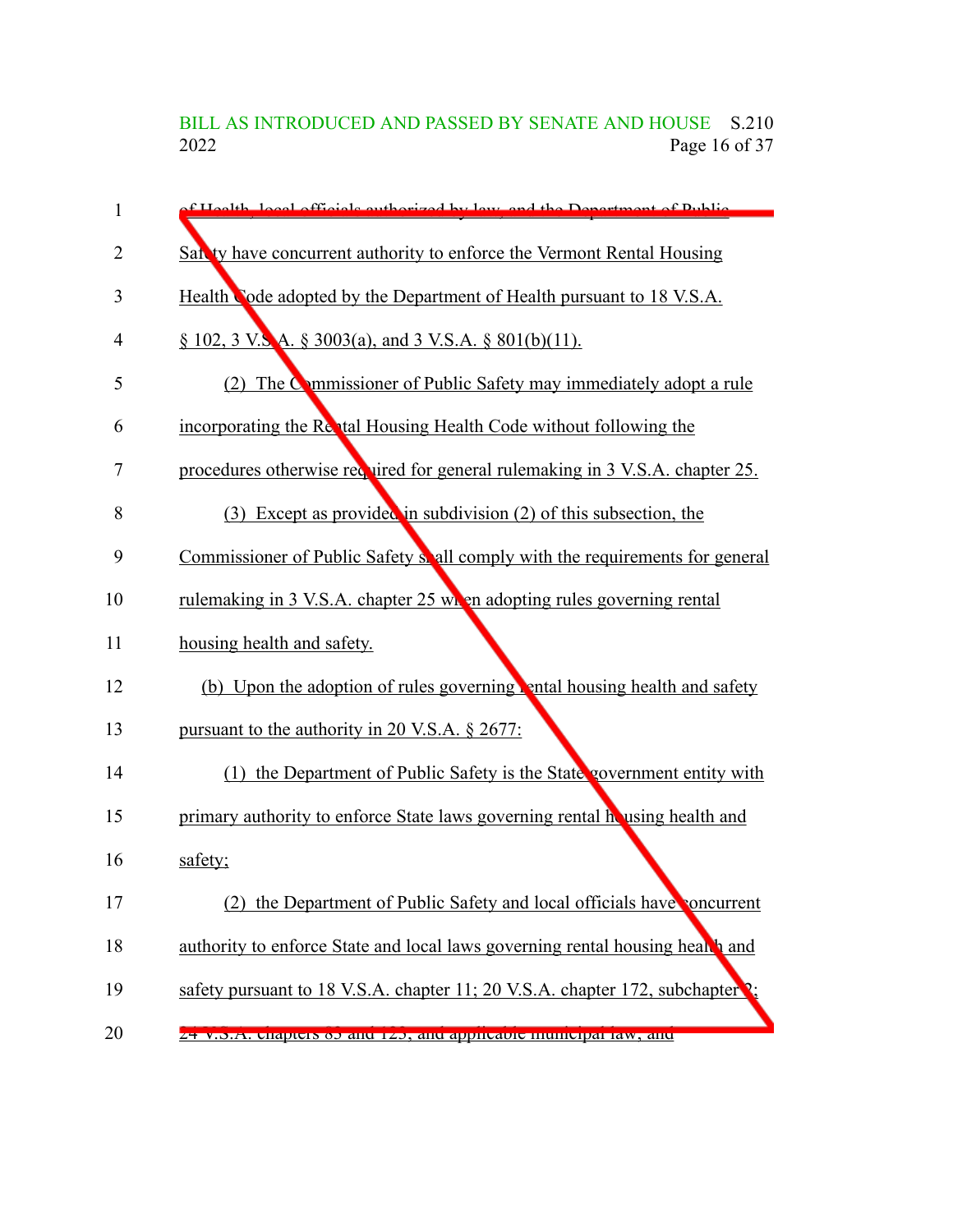of Health, local officials authorized by law, and the Department of Public Safety have concurrent authority to enforce the Vermont Rental Housing Health Code adopted by the Department of Health pursuant to 18 V.S.A. § 102, 3 V.S.A. § 3003(a), and 3 V.S.A. § 801(b)(11).

(2) The Commissioner of Public Safety may immediately adopt a rule incorporating the Rental Housing Health Code without following the procedures otherwise required for general rulemaking in 3 V.S.A. chapter 25.

(3) Except as provided in subdivision (2) of this subsection, the Commissioner of Public Safety shall comply with the requirements for general rulemaking in 3 V.S.A. chapter 25 when adopting rules governing rental housing health and safety.

(b) Upon the adoption of rules governing rental housing health and safety pursuant to the authority in 20 V.S.A. § 2677:

(1) the Department of Public Safety is the State government entity with primary authority to enforce State laws governing rental housing health and safety;

(2) the Department of Public Safety and local officials have concurrent authority to enforce State and local laws governing rental housing health and safety pursuant to 18 V.S.A. chapter 11; 20 V.S.A. chapter 172, subchapter 2; 24 V.S.A. chapters 83 and 123; and applicable municipal law; and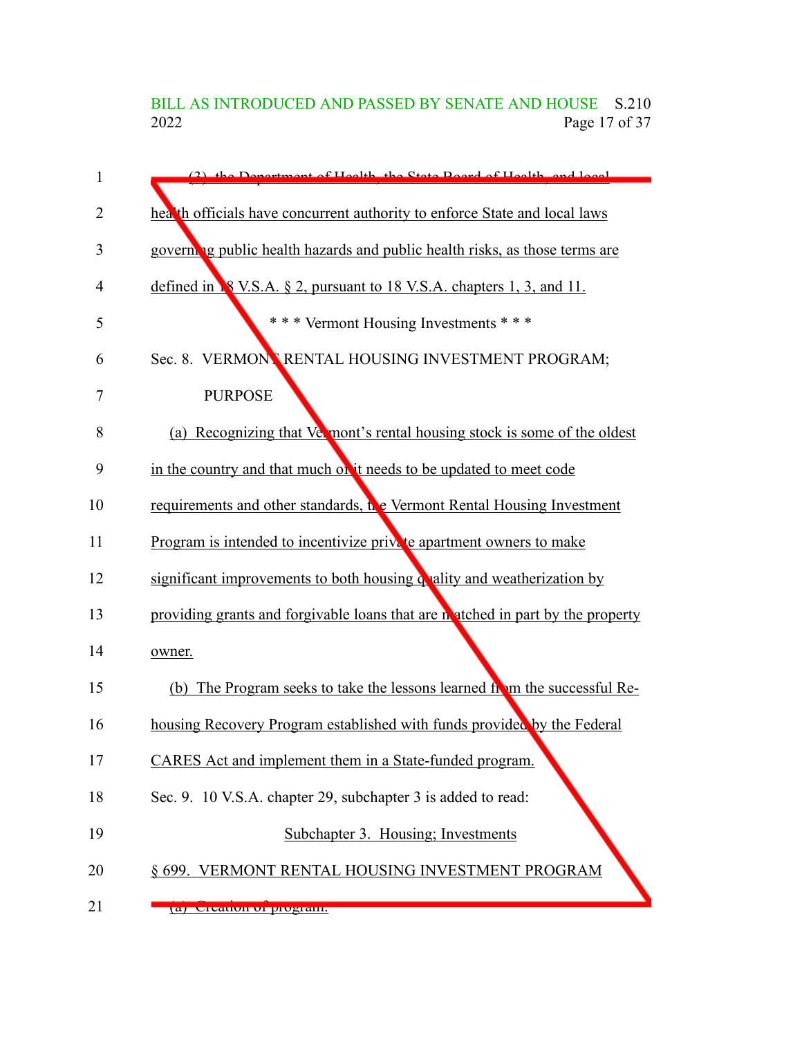(3) the Department of Health, the State Board of Health, and local health officials have concurrent authority to enforce State and local laws governing public health hazards and public health risks, as those terms are defined in 18 V.S.A. § 2, pursuant to 18 V.S.A. chapters 1, 3, and 11.

\* \* \* Vermont Housing Investments \* \* \*

Sec. 8. VERMONT RENTAL HOUSING INVESTMENT PROGRAM; PURPOSE

(a) Recognizing that Vermont's rental housing stock is some of the oldest in the country and that much of it needs to be updated to meet code requirements and other standards, the Vermont Rental Housing Investment Program is intended to incentivize private apartment owners to make significant improvements to both housing quality and weatherization by providing grants and forgivable loans that are matched in part by the property owner.

(b) The Program seeks to take the lessons learned from the successful Re-housing Recovery Program established with funds provided by the Federal CARES Act and implement them in a State-funded program.

Sec. 9. 10 V.S.A. chapter 29, subchapter 3 is added to read:

Subchapter 3. Housing; Investments

§ 699. VERMONT RENTAL HOUSING INVESTMENT PROGRAM

(a) Creation of program.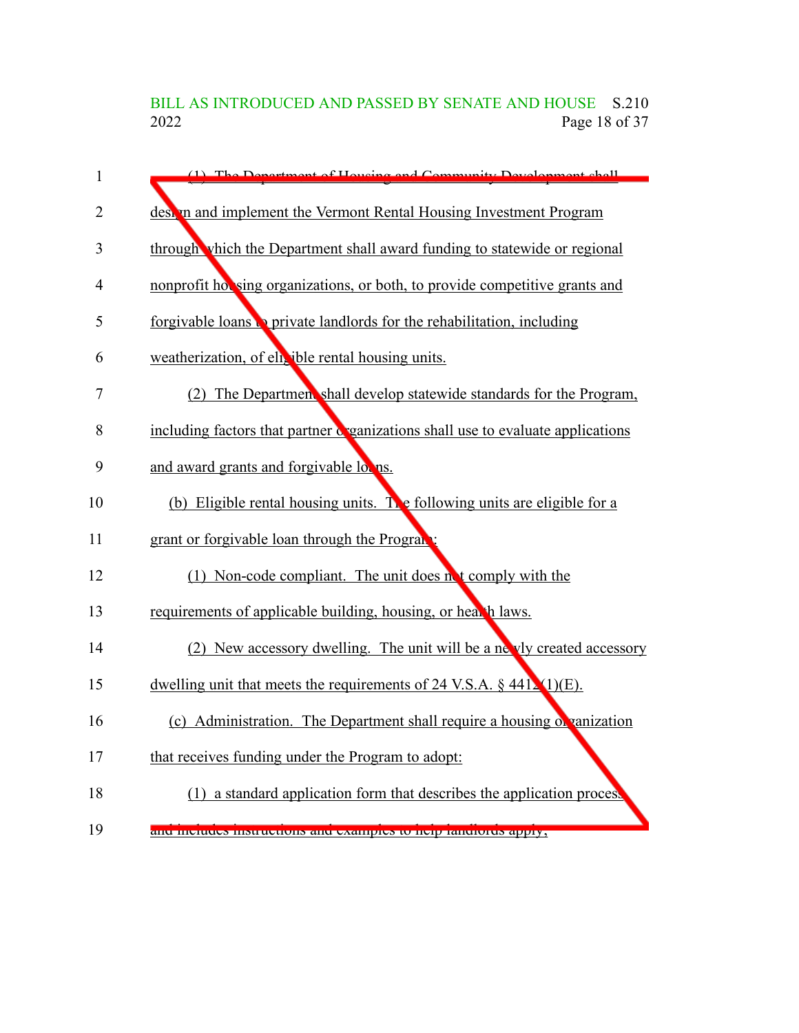(1) The Department of Housing and Community Development shall design and implement the Vermont Rental Housing Investment Program through which the Department shall award funding to statewide or regional nonprofit housing organizations, or both, to provide competitive grants and forgivable loans to private landlords for the rehabilitation, including weatherization, of eligible rental housing units.

(2) The Department shall develop statewide standards for the Program, including factors that partner organizations shall use to evaluate applications and award grants and forgivable loans.

(b) Eligible rental housing units. The following units are eligible for a grant or forgivable loan through the Program:

(1) Non-code compliant. The unit does not comply with the requirements of applicable building, housing, or health laws.

(2) New accessory dwelling. The unit will be a newly created accessory dwelling unit that meets the requirements of 24 V.S.A. § 4412(1)(E).

(c) Administration. The Department shall require a housing organization that receives funding under the Program to adopt:

(1) a standard application form that describes the application process and includes instructions and examples to help landlords apply;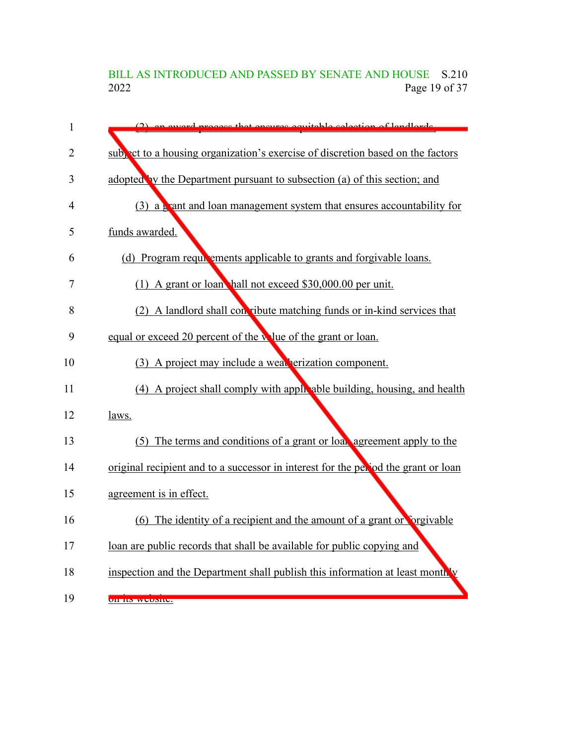(2) an award process that ensures equitable selection of landlords, subject to a housing organization's exercise of discretion based on the factors adopted by the Department pursuant to subsection (a) of this section; and

(3) a grant and loan management system that ensures accountability for funds awarded.

(d) Program requirements applicable to grants and forgivable loans.

(1) A grant or loan shall not exceed $30,000.00 per unit.

(2) A landlord shall contribute matching funds or in-kind services that equal or exceed 20 percent of the value of the grant or loan.

(3) A project may include a weatherization component.

(4) A project shall comply with applicable building, housing, and health laws.

(5) The terms and conditions of a grant or loan agreement apply to the original recipient and to a successor in interest for the period the grant or loan agreement is in effect.

(6) The identity of a recipient and the amount of a grant or forgivable loan are public records that shall be available for public copying and inspection and the Department shall publish this information at least monthly on its website.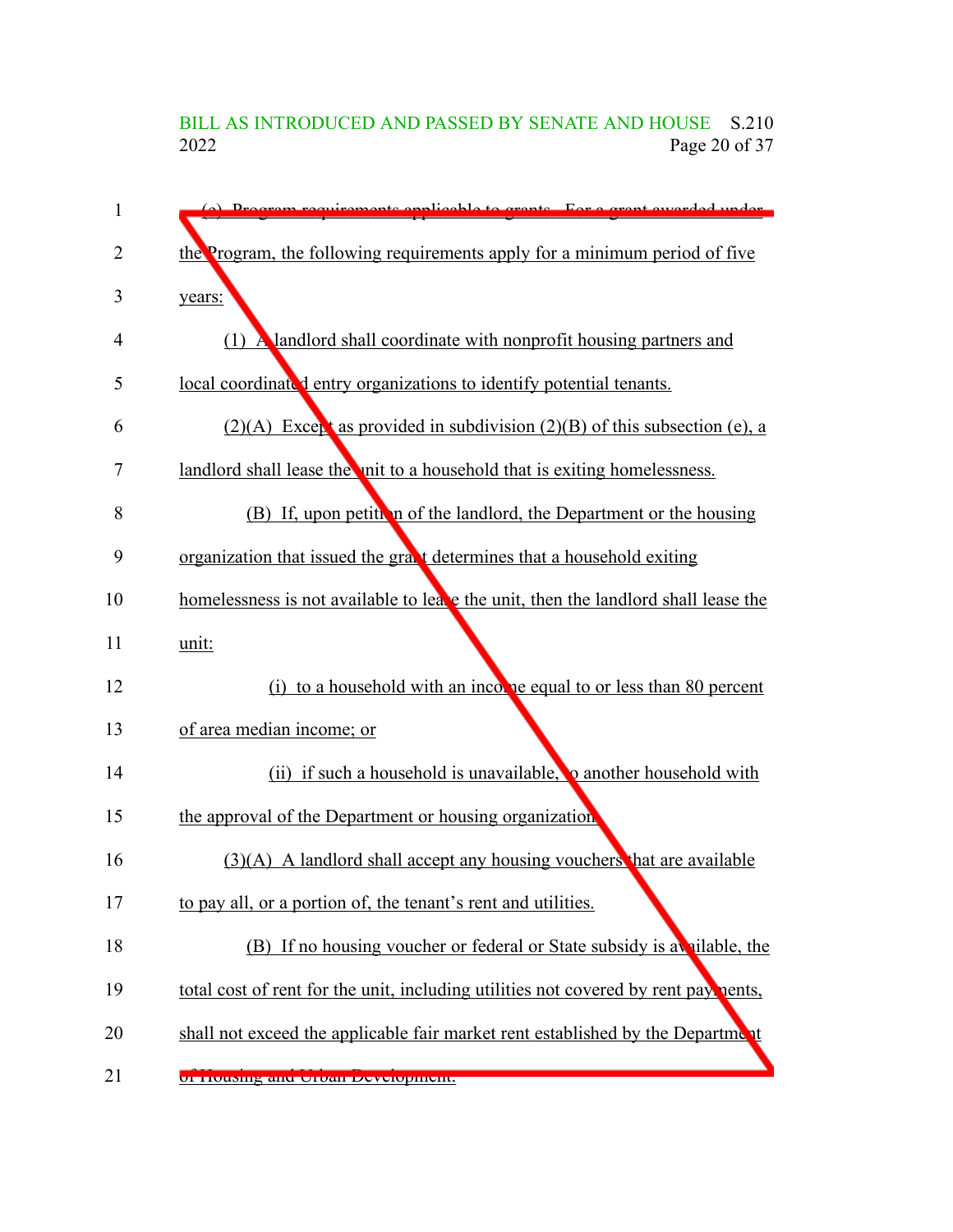(e) Program requirements applicable to grants. For a grant awarded under the Program, the following requirements apply for a minimum period of five years:

(1) A landlord shall coordinate with nonprofit housing partners and local coordinated entry organizations to identify potential tenants.

(2)(A) Except as provided in subdivision (2)(B) of this subsection (e), a landlord shall lease the unit to a household that is exiting homelessness.

(B) If, upon petition of the landlord, the Department or the housing organization that issued the grant determines that a household exiting homelessness is not available to lease the unit, then the landlord shall lease the unit:

(i) to a household with an income equal to or less than 80 percent of area median income; or

(ii) if such a household is unavailable, to another household with the approval of the Department or housing organization.

(3)(A) A landlord shall accept any housing vouchers that are available to pay all, or a portion of, the tenant's rent and utilities.

(B) If no housing voucher or federal or State subsidy is available, the total cost of rent for the unit, including utilities not covered by rent payments, shall not exceed the applicable fair market rent established by the Department of Housing and Urban Development.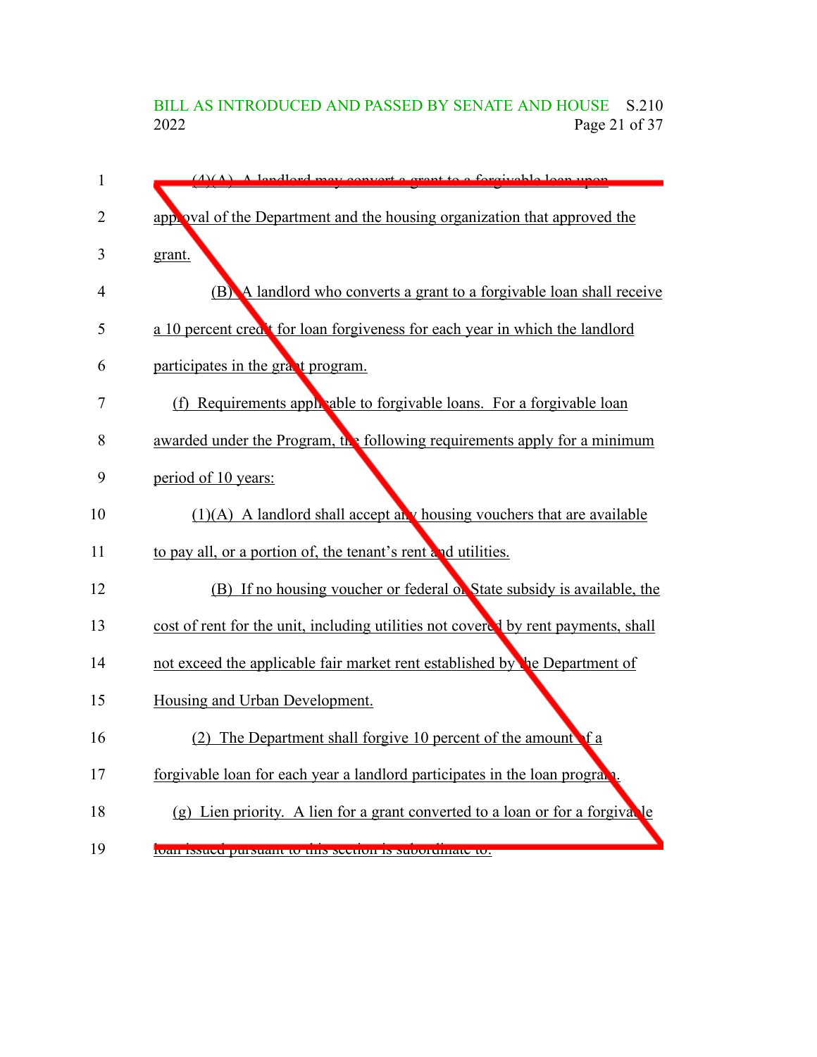(4)(A) A landlord may convert a grant to a forgivable loan upon approval of the Department and the housing organization that approved the grant.

(B) A landlord who converts a grant to a forgivable loan shall receive a 10 percent credit for loan forgiveness for each year in which the landlord participates in the grant program.

(f) Requirements applicable to forgivable loans. For a forgivable loan awarded under the Program, the following requirements apply for a minimum period of 10 years:

(1)(A) A landlord shall accept any housing vouchers that are available to pay all, or a portion of, the tenant's rent and utilities.

(B) If no housing voucher or federal or State subsidy is available, the cost of rent for the unit, including utilities not covered by rent payments, shall not exceed the applicable fair market rent established by the Department of Housing and Urban Development.

(2) The Department shall forgive 10 percent of the amount of a forgivable loan for each year a landlord participates in the loan program.

(g) Lien priority. A lien for a grant converted to a loan or for a forgivable loan issued pursuant to this section is subordinate to: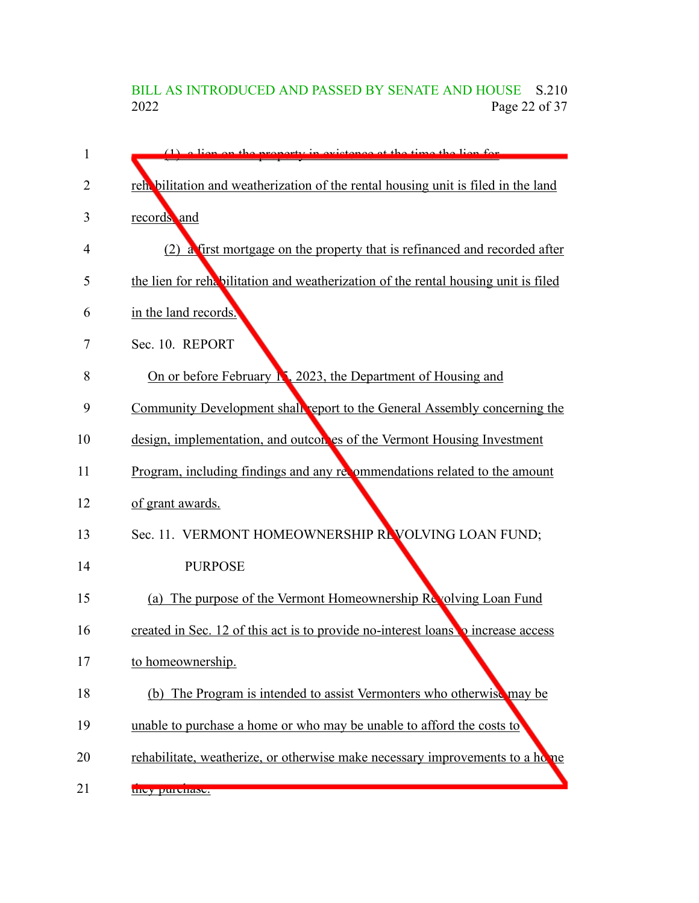(1) a lien on the property in existence at the time the lien for rehabilitation and weatherization of the rental housing unit is filed in the land records; and

(2) a first mortgage on the property that is refinanced and recorded after the lien for rehabilitation and weatherization of the rental housing unit is filed in the land records.

Sec. 10. REPORT

On or before February 15, 2023, the Department of Housing and Community Development shall report to the General Assembly concerning the design, implementation, and outcomes of the Vermont Housing Investment Program, including findings and any recommendations related to the amount of grant awards.

Sec. 11. VERMONT HOMEOWNERSHIP REVOLVING LOAN FUND; PURPOSE

(a) The purpose of the Vermont Homeownership Revolving Loan Fund created in Sec. 12 of this act is to provide no-interest loans to increase access to homeownership.

(b) The Program is intended to assist Vermonters who otherwise may be unable to purchase a home or who may be unable to afford the costs to rehabilitate, weatherize, or otherwise make necessary improvements to a home they purchase.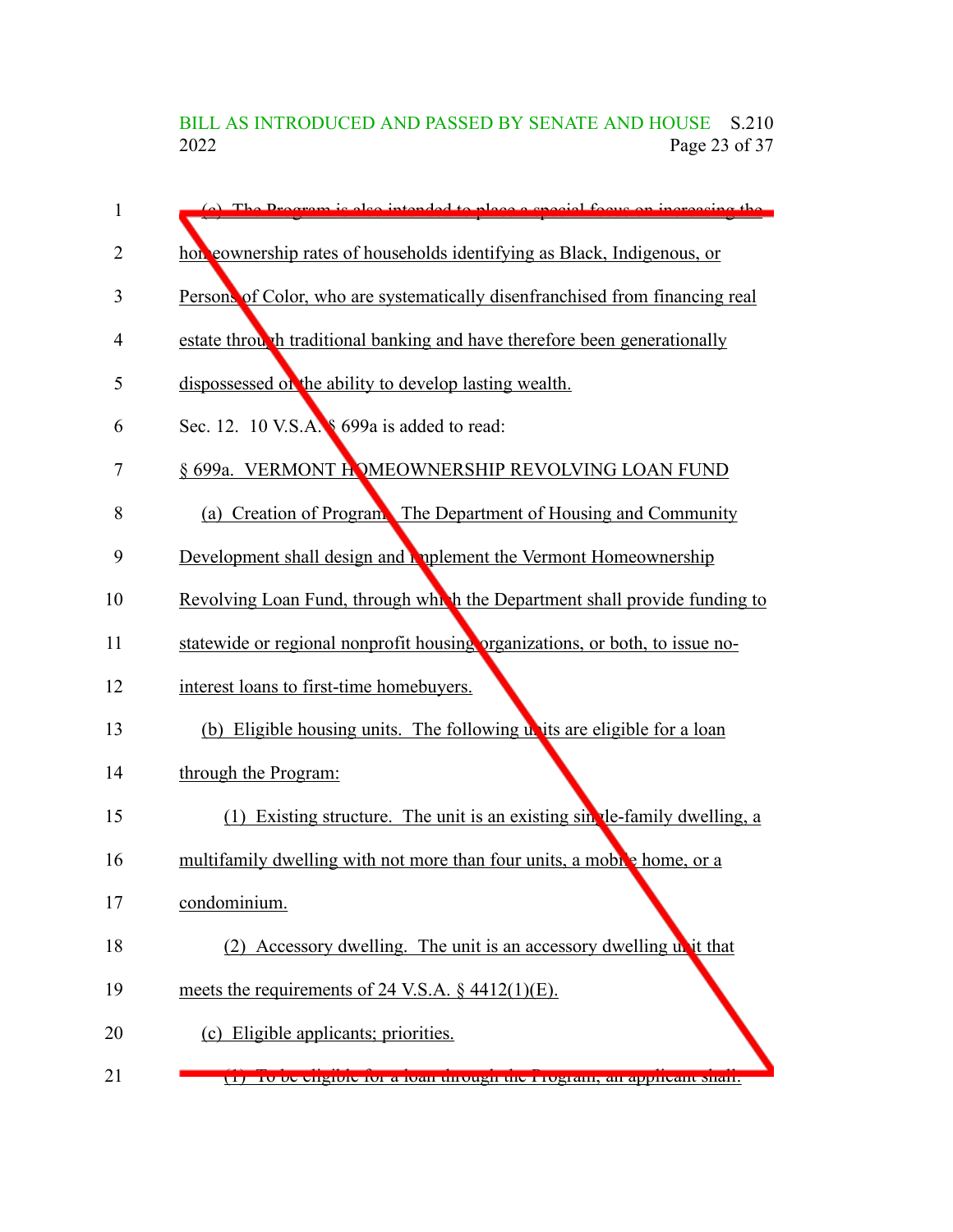(c) The Program is also intended to place a special focus on increasing the homeownership rates of households identifying as Black, Indigenous, or Persons of Color, who are systematically disenfranchised from financing real estate through traditional banking and have therefore been generationally dispossessed of the ability to develop lasting wealth.

Sec. 12. 10 V.S.A. § 699a is added to read:

§ 699a. VERMONT HOMEOWNERSHIP REVOLVING LOAN FUND

(a) Creation of Program. The Department of Housing and Community Development shall design and implement the Vermont Homeownership Revolving Loan Fund, through which the Department shall provide funding to statewide or regional nonprofit housing organizations, or both, to issue no-interest loans to first-time homebuyers.

(b) Eligible housing units. The following units are eligible for a loan through the Program:

(1) Existing structure. The unit is an existing single-family dwelling, a multifamily dwelling with not more than four units, a mobile home, or a condominium.

(2) Accessory dwelling. The unit is an accessory dwelling unit that meets the requirements of 24 V.S.A. § 4412(1)(E).

(c) Eligible applicants; priorities.

(1) To be eligible for a loan through the Program, an applicant shall: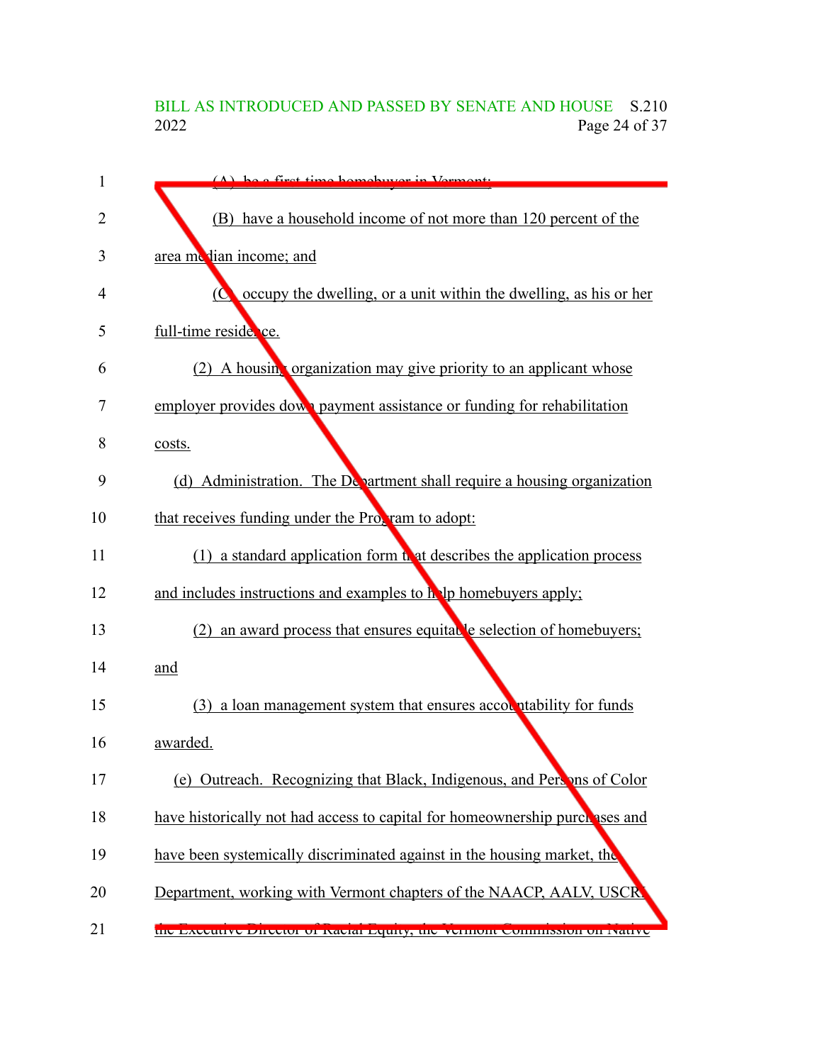(A) be a first-time homebuyer in Vermont;

(B) have a household income of not more than 120 percent of the area median income; and

(C) occupy the dwelling, or a unit within the dwelling, as his or her full-time residence.

(2) A housing organization may give priority to an applicant whose employer provides down payment assistance or funding for rehabilitation costs.

(d) Administration. The Department shall require a housing organization that receives funding under the Program to adopt:

(1) a standard application form that describes the application process and includes instructions and examples to help homebuyers apply;

(2) an award process that ensures equitable selection of homebuyers; and

(3) a loan management system that ensures accountability for funds awarded.

(e) Outreach. Recognizing that Black, Indigenous, and Persons of Color have historically not had access to capital for homeownership purchases and have been systemically discriminated against in the housing market, the Department, working with Vermont chapters of the NAACP, AALV, USCRI, the Executive Director of Racial Equity, the Vermont Commission on Native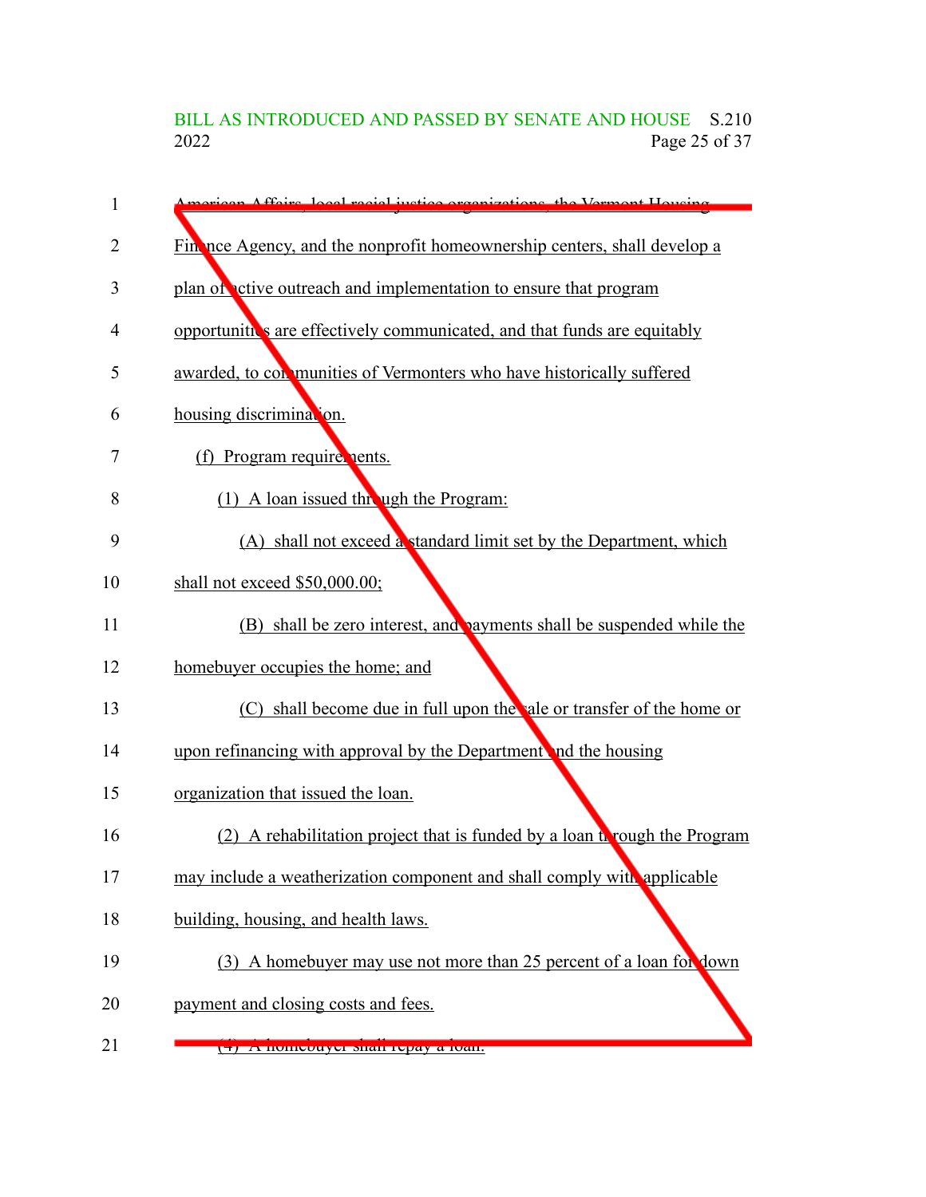American Affairs, local racial justice organizations, the Vermont Housing Finance Agency, and the nonprofit homeownership centers, shall develop a plan of active outreach and implementation to ensure that program opportunities are effectively communicated, and that funds are equitably awarded, to communities of Vermonters who have historically suffered housing discrimination.

(f) Program requirements.

(1) A loan issued through the Program:

(A) shall not exceed a standard limit set by the Department, which shall not exceed $50,000.00;

(B) shall be zero interest, and payments shall be suspended while the homebuyer occupies the home; and

(C) shall become due in full upon the sale or transfer of the home or upon refinancing with approval by the Department and the housing organization that issued the loan.

(2) A rehabilitation project that is funded by a loan through the Program may include a weatherization component and shall comply with applicable building, housing, and health laws.

(3) A homebuyer may use not more than 25 percent of a loan for down payment and closing costs and fees.

(4) A homebuyer shall repay a loan.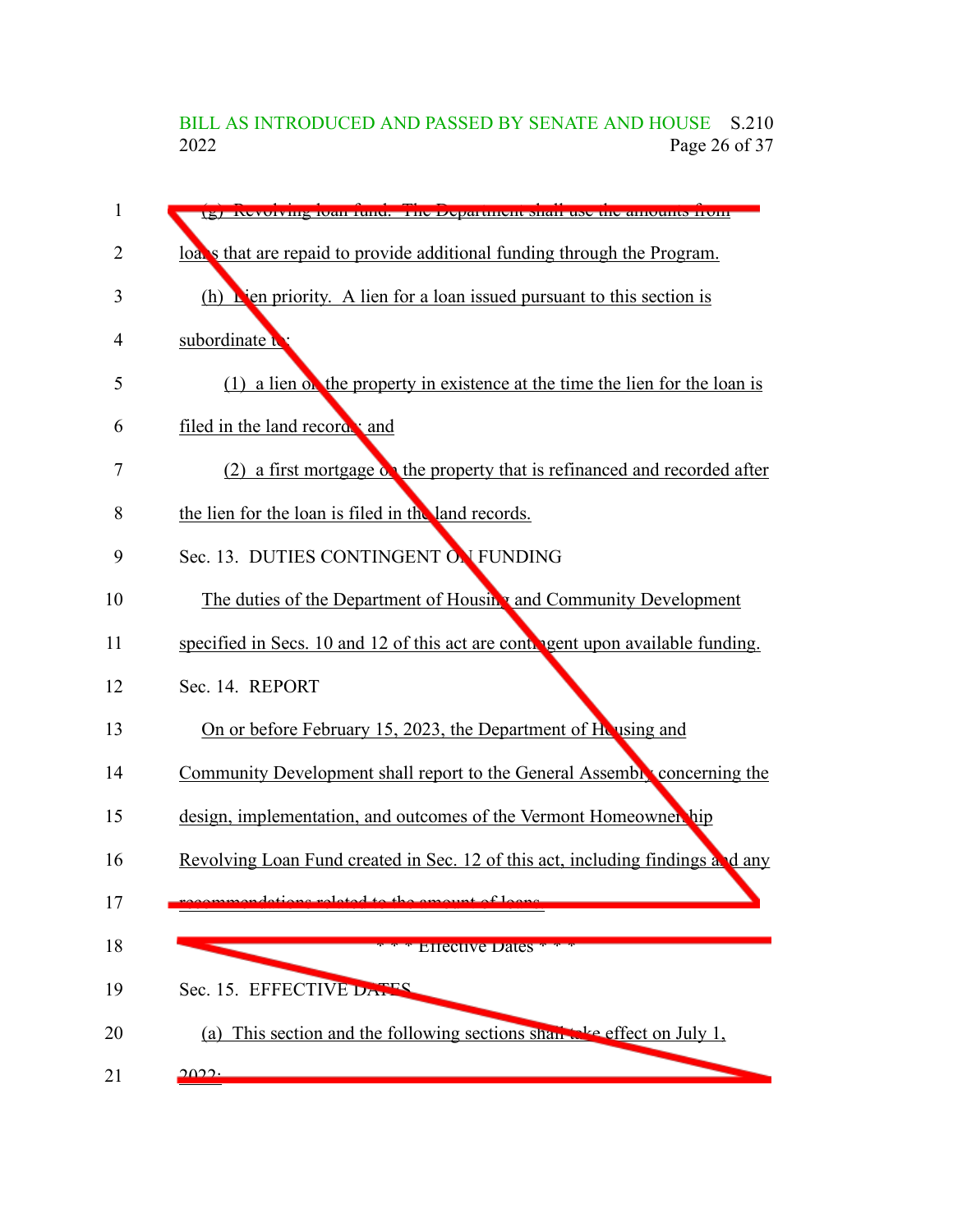(g) Revolving loan fund. The Department shall use the amounts from loans that are repaid to provide additional funding through the Program.

(h) Lien priority. A lien for a loan issued pursuant to this section is subordinate to:

(1) a lien on the property in existence at the time the lien for the loan is filed in the land records; and

(2) a first mortgage on the property that is refinanced and recorded after the lien for the loan is filed in the land records.

Sec. 13. DUTIES CONTINGENT ON FUNDING

The duties of the Department of Housing and Community Development specified in Secs. 10 and 12 of this act are contingent upon available funding.

Sec. 14. REPORT

On or before February 15, 2023, the Department of Housing and Community Development shall report to the General Assembly concerning the design, implementation, and outcomes of the Vermont Homeownership Revolving Loan Fund created in Sec. 12 of this act, including findings and any recommendations related to the amount of loans.

\* \* \* Effective Dates \* \* \*

Sec. 15. EFFECTIVE DATES

(a) This section and the following sections shall take effect on July 1, 2022: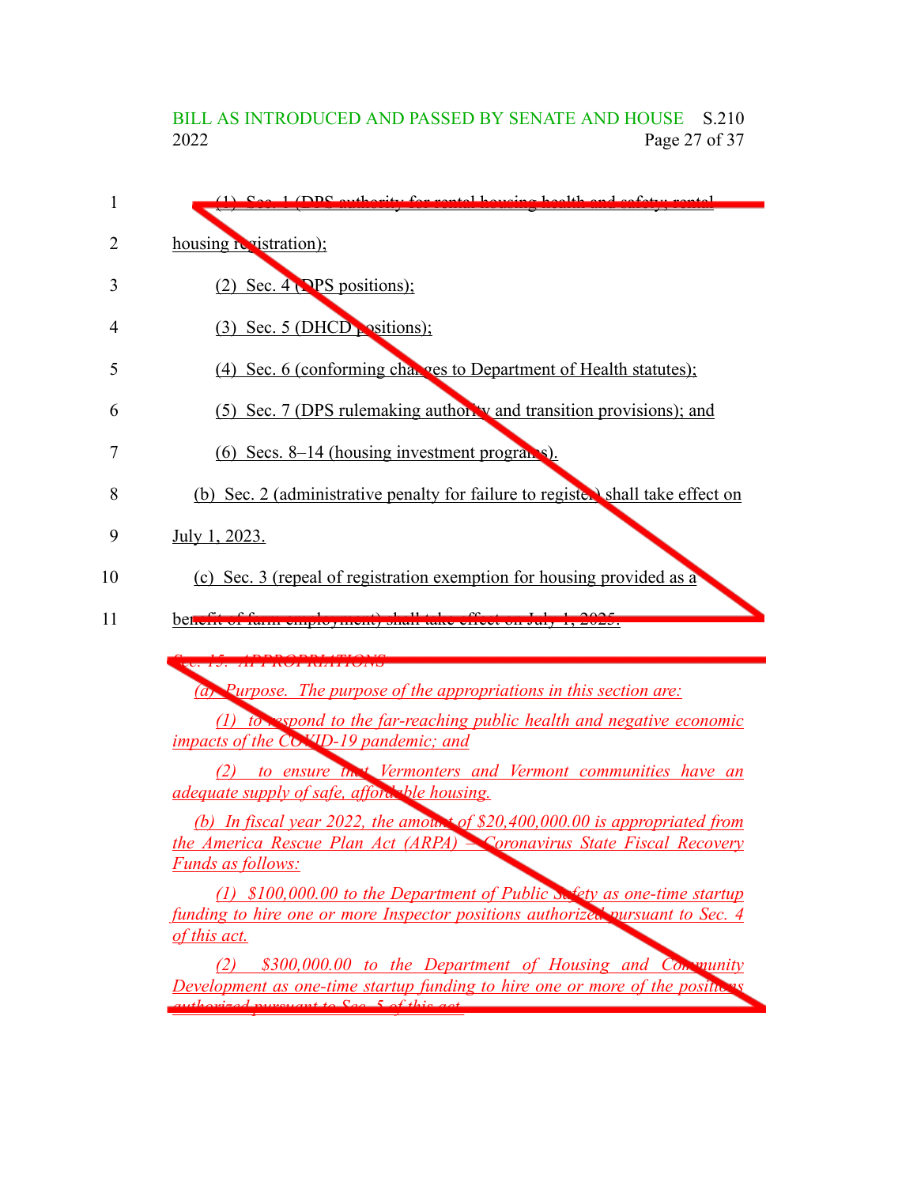(1) Sec. 1 (DPS authority for rental housing health and safety; rental housing registration);

(2) Sec. 4 (DPS positions);

(3) Sec. 5 (DHCD positions);

(4) Sec. 6 (conforming changes to Department of Health statutes);

(5) Sec. 7 (DPS rulemaking authority and transition provisions); and

(6) Secs. 8–14 (housing investment programs).

(b) Sec. 2 (administrative penalty for failure to register) shall take effect on July 1, 2023.

(c) Sec. 3 (repeal of registration exemption for housing provided as a benefit of farm employment) shall take effect on July 1, 2025.

*Sec. 15. APPROPRIATIONS*

*(a) Purpose. The purpose of the appropriations in this section are:*

*(1) to respond to the far-reaching public health and negative economic impacts of the COVID-19 pandemic; and*

*(2) to ensure that Vermonters and Vermont communities have an adequate supply of safe, affordable housing.*

*(b) In fiscal year 2022, the amount of $20,400,000.00 is appropriated from the America Rescue Plan Act (ARPA) – Coronavirus State Fiscal Recovery Funds as follows:*

*(1) $100,000.00 to the Department of Public Safety as one-time startup funding to hire one or more Inspector positions authorized pursuant to Sec. 4 of this act.*

*(2) $300,000.00 to the Department of Housing and Community Development as one-time startup funding to hire one or more of the positions authorized pursuant to Sec. 5 of this act.*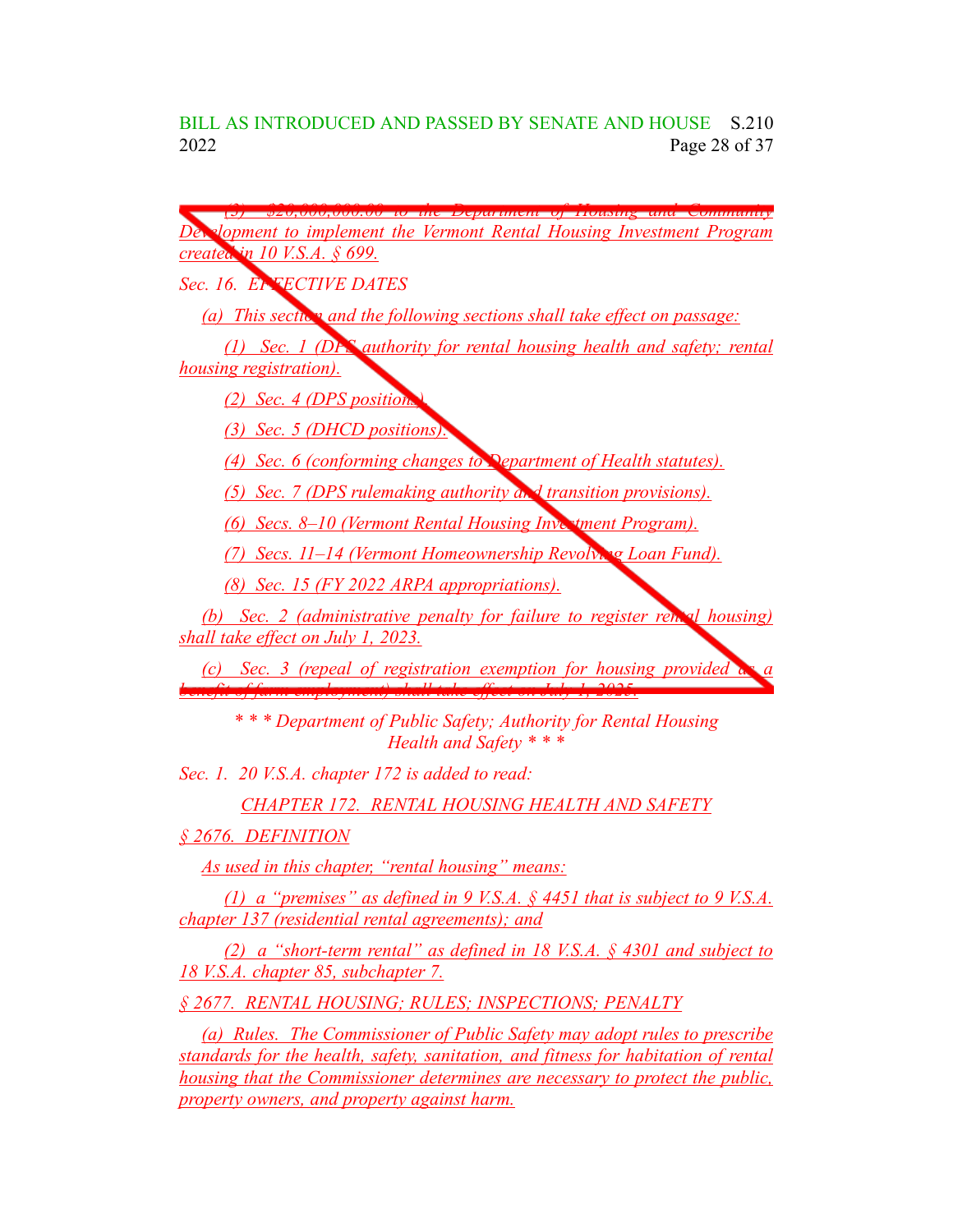(3) $20,000,000.00 to the Department of Housing and Community Development to implement the Vermont Rental Housing Investment Program created in 10 V.S.A. § 699.

Sec. 16. EFFECTIVE DATES

(a) This section and the following sections shall take effect on passage:

(1) Sec. 1 (DPS authority for rental housing health and safety; rental housing registration).

(2) Sec. 4 (DPS positions).

(3) Sec. 5 (DHCD positions).

(4) Sec. 6 (conforming changes to Department of Health statutes).

(5) Sec. 7 (DPS rulemaking authority and transition provisions).

(6) Secs. 8–10 (Vermont Rental Housing Investment Program).

(7) Secs. 11–14 (Vermont Homeownership Revolving Loan Fund).

(8) Sec. 15 (FY 2022 ARPA appropriations).

(b) Sec. 2 (administrative penalty for failure to register rental housing) shall take effect on July 1, 2023.

(c) Sec. 3 (repeal of registration exemption for housing provided as a benefit of farm employment) shall take effect on July 1, 2025.

\* \* \* Department of Public Safety; Authority for Rental Housing Health and Safety \* \* \*

Sec. 1. 20 V.S.A. chapter 172 is added to read:

CHAPTER 172. RENTAL HOUSING HEALTH AND SAFETY

§ 2676. DEFINITION

As used in this chapter, "rental housing" means:

(1) a "premises" as defined in 9 V.S.A. § 4451 that is subject to 9 V.S.A. chapter 137 (residential rental agreements); and

(2) a "short-term rental" as defined in 18 V.S.A. § 4301 and subject to 18 V.S.A. chapter 85, subchapter 7.

§ 2677. RENTAL HOUSING; RULES; INSPECTIONS; PENALTY

(a) Rules. The Commissioner of Public Safety may adopt rules to prescribe standards for the health, safety, sanitation, and fitness for habitation of rental housing that the Commissioner determines are necessary to protect the public, property owners, and property against harm.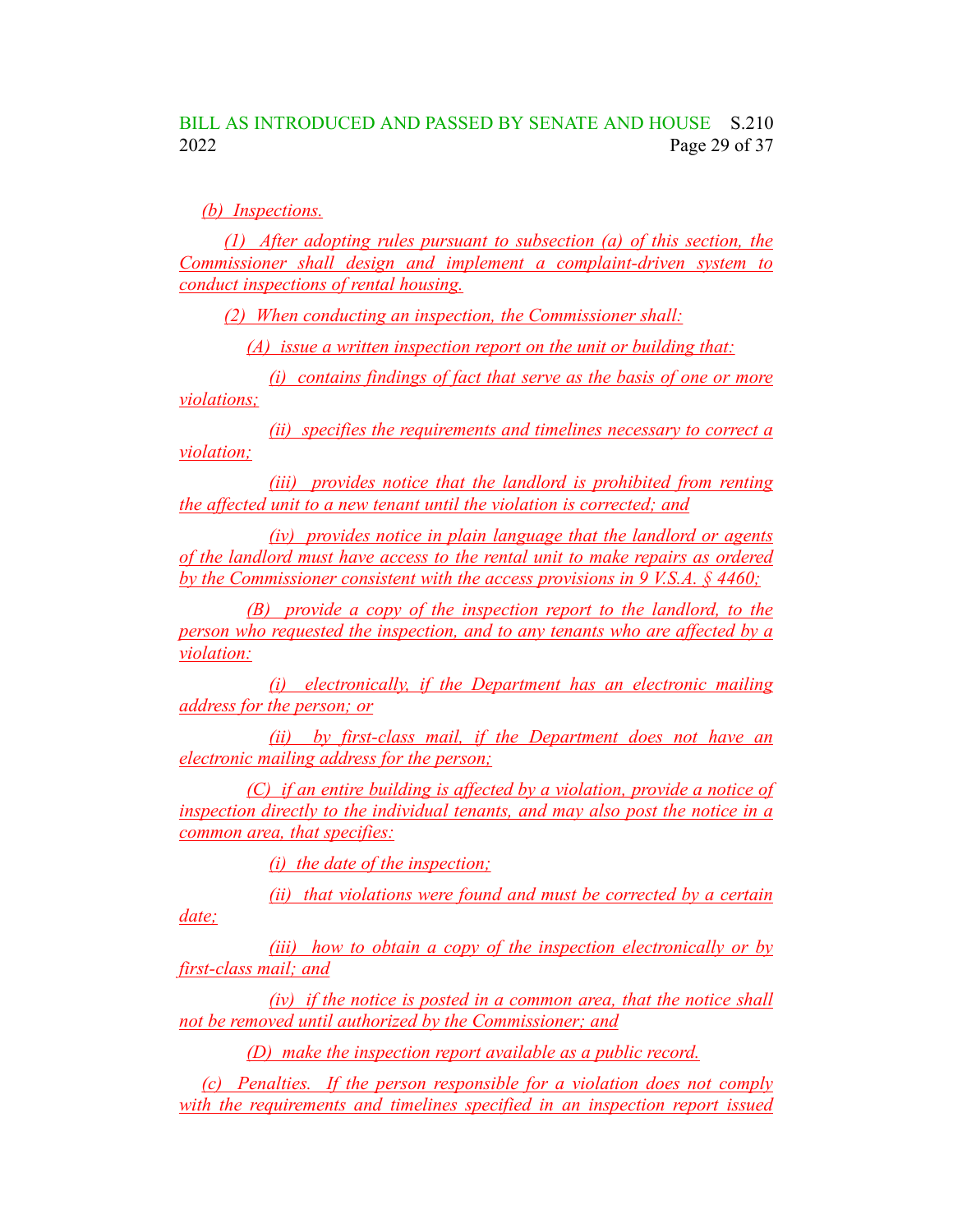*(b) Inspections.*

*(1) After adopting rules pursuant to subsection (a) of this section, the Commissioner shall design and implement a complaint-driven system to conduct inspections of rental housing.*

*(2) When conducting an inspection, the Commissioner shall:*

*(A) issue a written inspection report on the unit or building that:*

*(i) contains findings of fact that serve as the basis of one or more violations;*

*(ii) specifies the requirements and timelines necessary to correct a violation;*

*(iii) provides notice that the landlord is prohibited from renting the affected unit to a new tenant until the violation is corrected; and*

*(iv) provides notice in plain language that the landlord or agents of the landlord must have access to the rental unit to make repairs as ordered by the Commissioner consistent with the access provisions in 9 V.S.A. § 4460;*

*(B) provide a copy of the inspection report to the landlord, to the person who requested the inspection, and to any tenants who are affected by a violation:*

*(i) electronically, if the Department has an electronic mailing address for the person; or*

*(ii) by first-class mail, if the Department does not have an electronic mailing address for the person;*

*(C) if an entire building is affected by a violation, provide a notice of inspection directly to the individual tenants, and may also post the notice in a common area, that specifies:*

*(i) the date of the inspection;*

*(ii) that violations were found and must be corrected by a certain date;*

*(iii) how to obtain a copy of the inspection electronically or by first-class mail; and*

*(iv) if the notice is posted in a common area, that the notice shall not be removed until authorized by the Commissioner; and*

*(D) make the inspection report available as a public record.*

*(c) Penalties. If the person responsible for a violation does not comply with the requirements and timelines specified in an inspection report issued*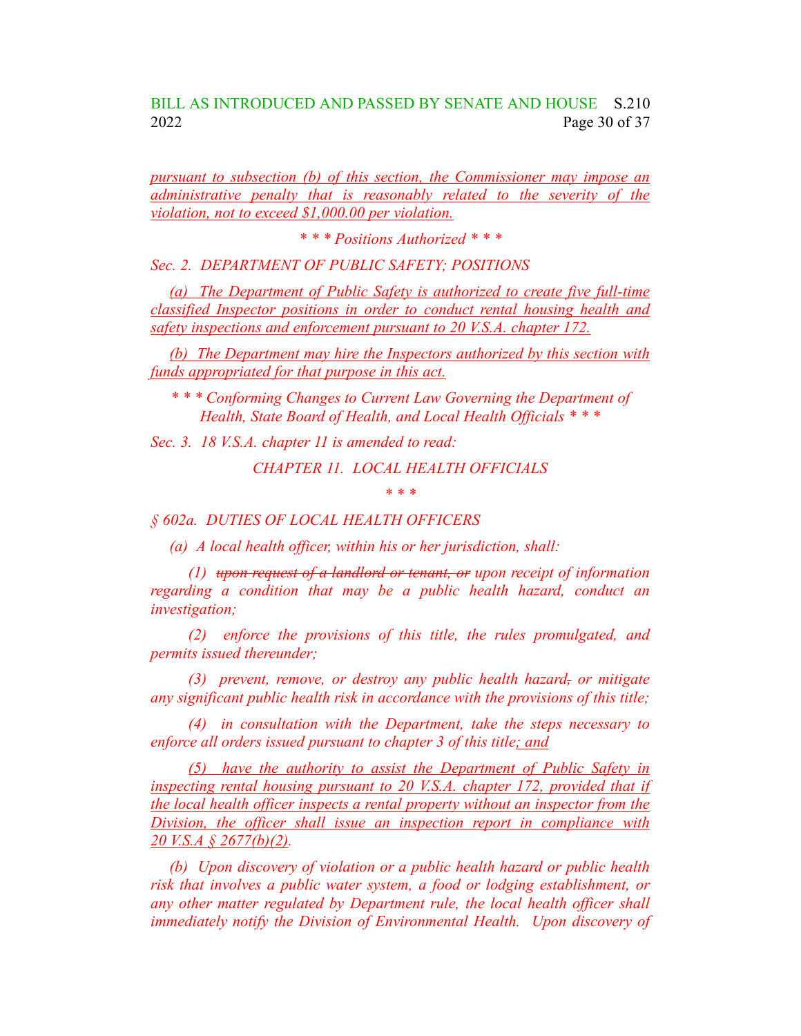pursuant to subsection (b) of this section, the Commissioner may impose an administrative penalty that is reasonably related to the severity of the violation, not to exceed $1,000.00 per violation.

*\* \* \* Positions Authorized \* \* \**

*Sec. 2. DEPARTMENT OF PUBLIC SAFETY; POSITIONS*

*(a) The Department of Public Safety is authorized to create five full-time classified Inspector positions in order to conduct rental housing health and safety inspections and enforcement pursuant to 20 V.S.A. chapter 172.*

*(b) The Department may hire the Inspectors authorized by this section with funds appropriated for that purpose in this act.*

*\* \* \* Conforming Changes to Current Law Governing the Department of Health, State Board of Health, and Local Health Officials \* \* \**

*Sec. 3. 18 V.S.A. chapter 11 is amended to read:*

*CHAPTER 11. LOCAL HEALTH OFFICIALS*

*\* \* \**

*§ 602a. DUTIES OF LOCAL HEALTH OFFICERS*

*(a) A local health officer, within his or her jurisdiction, shall:*

*(1) ~~upon request of a landlord or tenant, or~~ upon receipt of information regarding a condition that may be a public health hazard, conduct an investigation;*

*(2) enforce the provisions of this title, the rules promulgated, and permits issued thereunder;*

*(3) prevent, remove, or destroy any public health hazard~~,~~ or mitigate any significant public health risk in accordance with the provisions of this title;*

*(4) in consultation with the Department, take the steps necessary to enforce all orders issued pursuant to chapter 3 of this title; and*

*(5) have the authority to assist the Department of Public Safety in inspecting rental housing pursuant to 20 V.S.A. chapter 172, provided that if the local health officer inspects a rental property without an inspector from the Division, the officer shall issue an inspection report in compliance with 20 V.S.A § 2677(b)(2).*

*(b) Upon discovery of violation or a public health hazard or public health risk that involves a public water system, a food or lodging establishment, or any other matter regulated by Department rule, the local health officer shall immediately notify the Division of Environmental Health. Upon discovery of*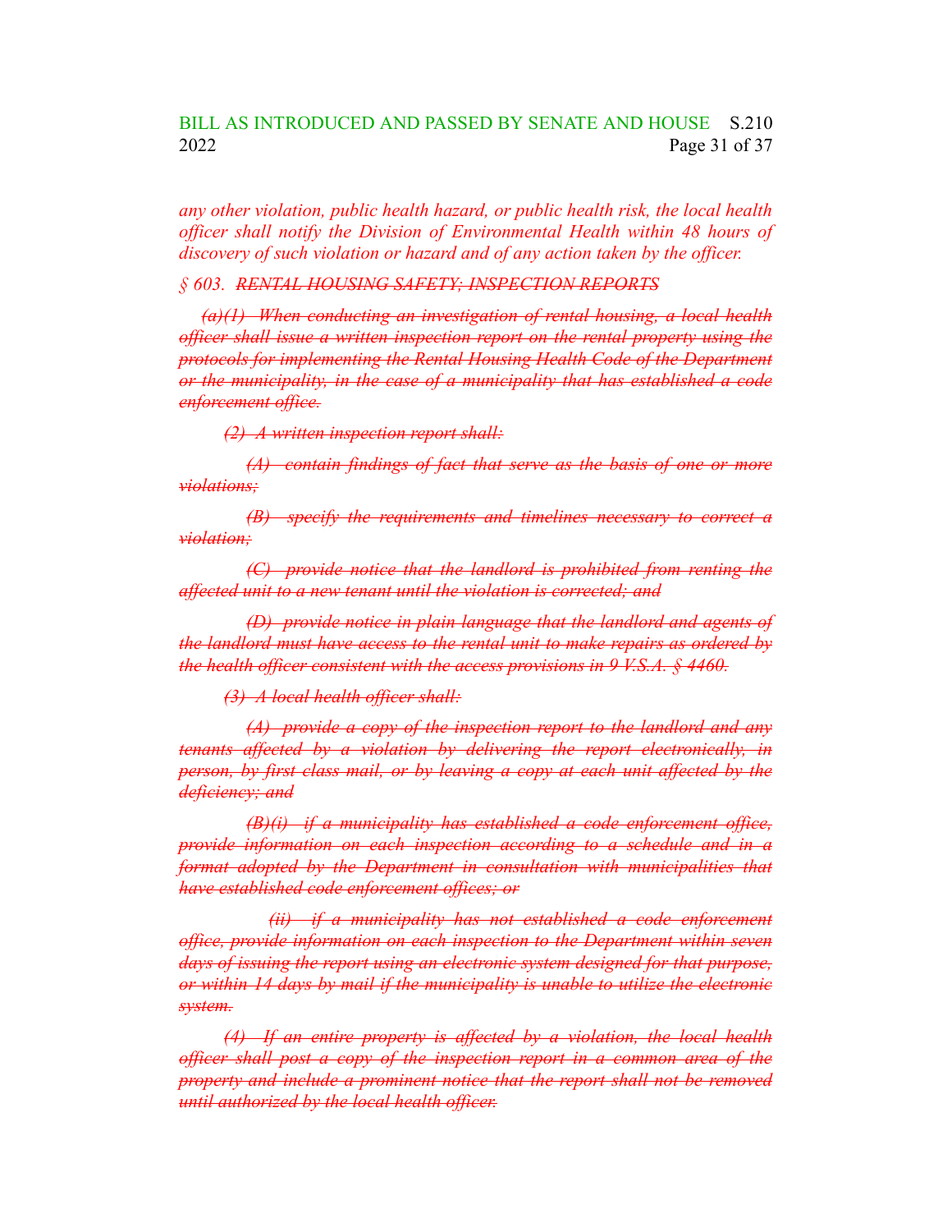*any other violation, public health hazard, or public health risk, the local health officer shall notify the Division of Environmental Health within 48 hours of discovery of such violation or hazard and of any action taken by the officer.*

*§ 603.* ~~*RENTAL HOUSING SAFETY; INSPECTION REPORTS*~~

~~*(a)(1) When conducting an investigation of rental housing, a local health officer shall issue a written inspection report on the rental property using the protocols for implementing the Rental Housing Health Code of the Department or the municipality, in the case of a municipality that has established a code enforcement office.*~~

~~*(2) A written inspection report shall:*~~

~~*(A) contain findings of fact that serve as the basis of one or more violations;*~~

~~*(B) specify the requirements and timelines necessary to correct a violation;*~~

~~*(C) provide notice that the landlord is prohibited from renting the affected unit to a new tenant until the violation is corrected; and*~~

~~*(D) provide notice in plain language that the landlord and agents of the landlord must have access to the rental unit to make repairs as ordered by the health officer consistent with the access provisions in 9 V.S.A. § 4460.*~~

~~*(3) A local health officer shall:*~~

~~*(A) provide a copy of the inspection report to the landlord and any tenants affected by a violation by delivering the report electronically, in person, by first class mail, or by leaving a copy at each unit affected by the deficiency; and*~~

~~*(B)(i) if a municipality has established a code enforcement office, provide information on each inspection according to a schedule and in a format adopted by the Department in consultation with municipalities that have established code enforcement offices; or*~~

~~*(ii) if a municipality has not established a code enforcement office, provide information on each inspection to the Department within seven days of issuing the report using an electronic system designed for that purpose, or within 14 days by mail if the municipality is unable to utilize the electronic system.*~~

~~*(4) If an entire property is affected by a violation, the local health officer shall post a copy of the inspection report in a common area of the property and include a prominent notice that the report shall not be removed until authorized by the local health officer.*~~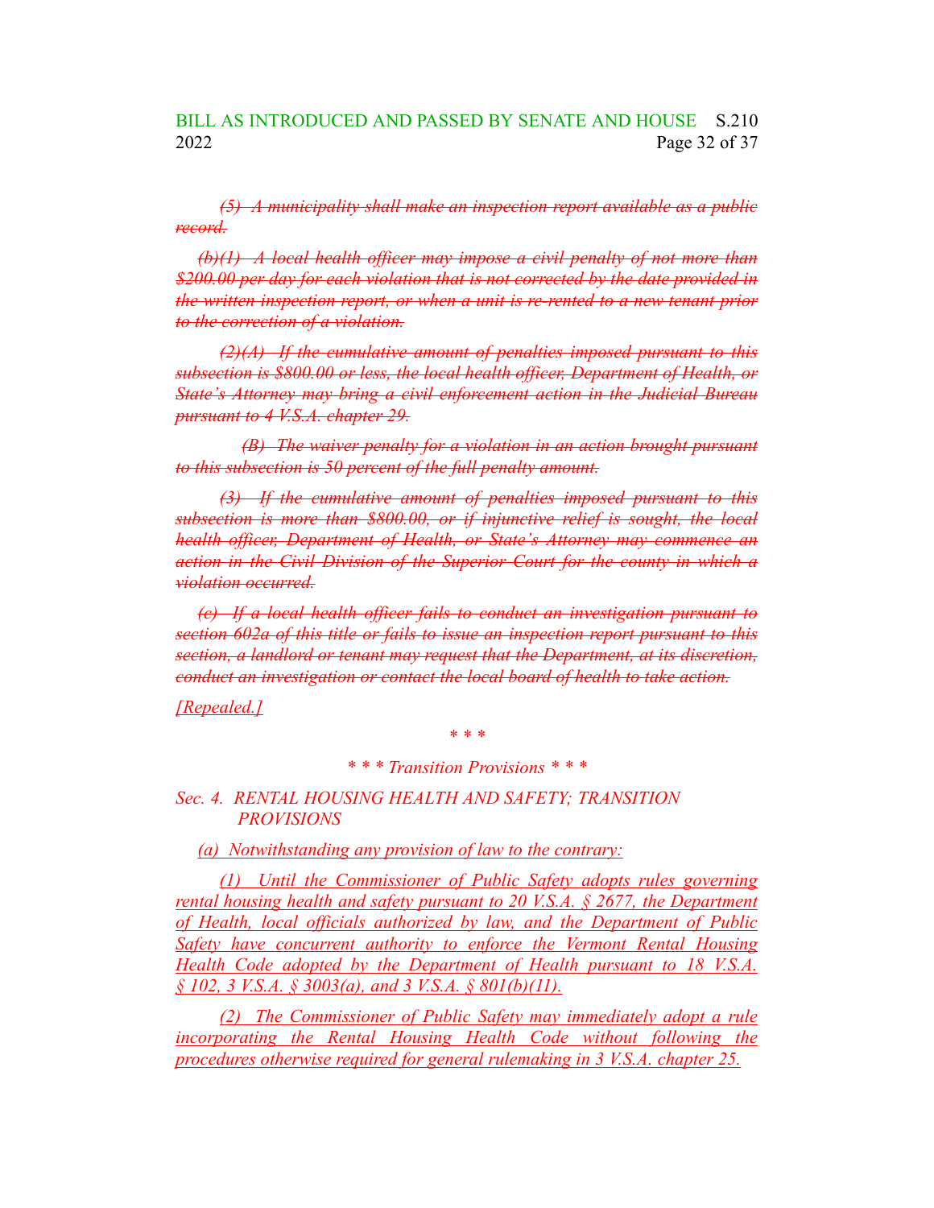~~*(5) A municipality shall make an inspection report available as a public record.*~~

~~*(b)(1) A local health officer may impose a civil penalty of not more than $200.00 per day for each violation that is not corrected by the date provided in the written inspection report, or when a unit is re-rented to a new tenant prior to the correction of a violation.*~~

~~*(2)(A) If the cumulative amount of penalties imposed pursuant to this subsection is $800.00 or less, the local health officer, Department of Health, or State's Attorney may bring a civil enforcement action in the Judicial Bureau pursuant to 4 V.S.A. chapter 29.*~~

~~*(B) The waiver penalty for a violation in an action brought pursuant to this subsection is 50 percent of the full penalty amount.*~~

~~*(3) If the cumulative amount of penalties imposed pursuant to this subsection is more than $800.00, or if injunctive relief is sought, the local health officer, Department of Health, or State's Attorney may commence an action in the Civil Division of the Superior Court for the county in which a violation occurred.*~~

~~*(c) If a local health officer fails to conduct an investigation pursuant to section 602a of this title or fails to issue an inspection report pursuant to this section, a landlord or tenant may request that the Department, at its discretion, conduct an investigation or contact the local board of health to take action.*~~

<u>*[Repealed.]*</u>

*\* \* \**

*\* \* \* Transition Provisions \* \* \**

*Sec. 4. RENTAL HOUSING HEALTH AND SAFETY; TRANSITION PROVISIONS*

<u>*(a) Notwithstanding any provision of law to the contrary:*</u>

<u>*(1) Until the Commissioner of Public Safety adopts rules governing rental housing health and safety pursuant to 20 V.S.A. § 2677, the Department of Health, local officials authorized by law, and the Department of Public Safety have concurrent authority to enforce the Vermont Rental Housing Health Code adopted by the Department of Health pursuant to 18 V.S.A. § 102, 3 V.S.A. § 3003(a), and 3 V.S.A. § 801(b)(11).*</u>

<u>*(2) The Commissioner of Public Safety may immediately adopt a rule incorporating the Rental Housing Health Code without following the procedures otherwise required for general rulemaking in 3 V.S.A. chapter 25.*</u>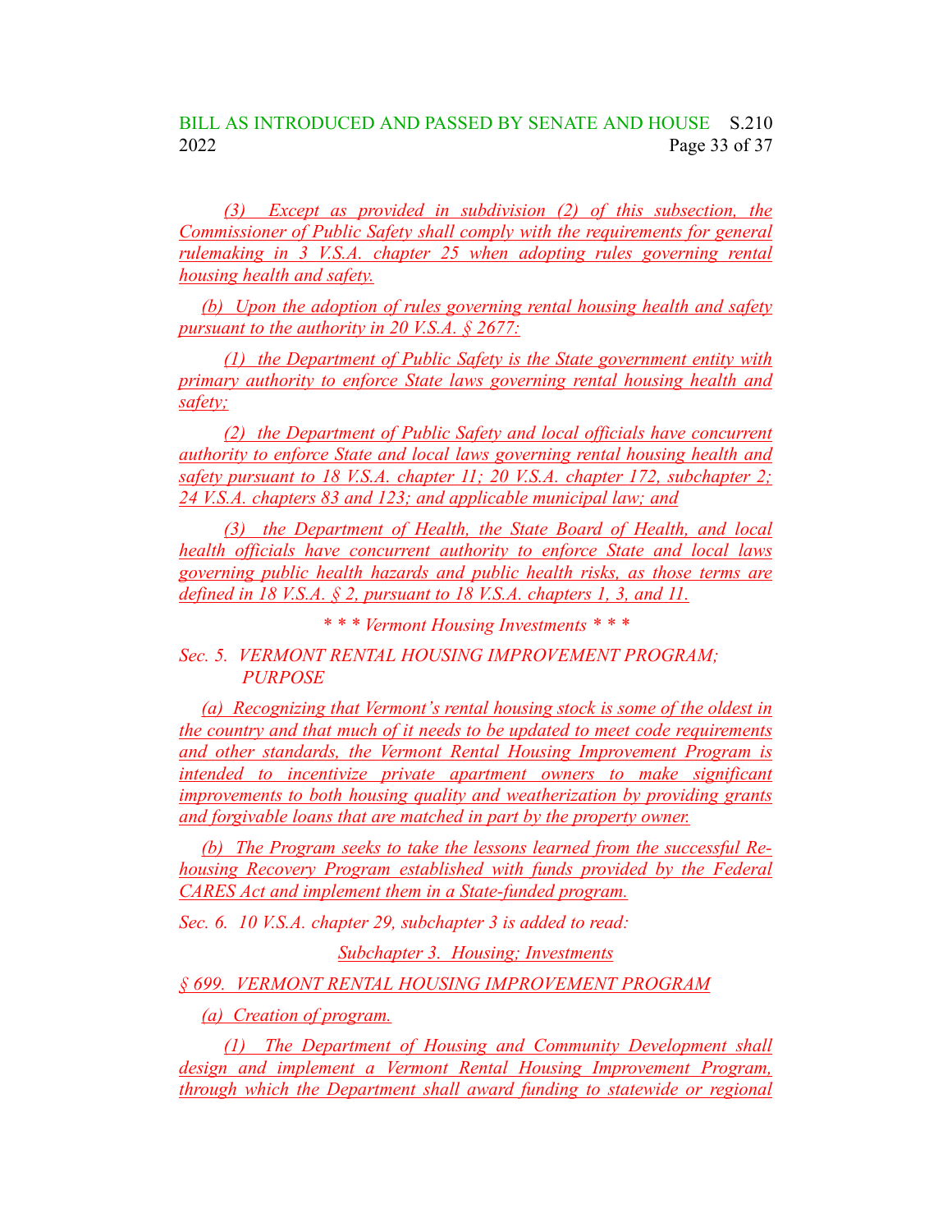(3) Except as provided in subdivision (2) of this subsection, the Commissioner of Public Safety shall comply with the requirements for general rulemaking in 3 V.S.A. chapter 25 when adopting rules governing rental housing health and safety.

(b) Upon the adoption of rules governing rental housing health and safety pursuant to the authority in 20 V.S.A. § 2677:

(1) the Department of Public Safety is the State government entity with primary authority to enforce State laws governing rental housing health and safety;

(2) the Department of Public Safety and local officials have concurrent authority to enforce State and local laws governing rental housing health and safety pursuant to 18 V.S.A. chapter 11; 20 V.S.A. chapter 172, subchapter 2; 24 V.S.A. chapters 83 and 123; and applicable municipal law; and

(3) the Department of Health, the State Board of Health, and local health officials have concurrent authority to enforce State and local laws governing public health hazards and public health risks, as those terms are defined in 18 V.S.A. § 2, pursuant to 18 V.S.A. chapters 1, 3, and 11.

*\* \* \* Vermont Housing Investments \* \* \**

*Sec. 5. VERMONT RENTAL HOUSING IMPROVEMENT PROGRAM; PURPOSE*

(a) Recognizing that Vermont's rental housing stock is some of the oldest in the country and that much of it needs to be updated to meet code requirements and other standards, the Vermont Rental Housing Improvement Program is intended to incentivize private apartment owners to make significant improvements to both housing quality and weatherization by providing grants and forgivable loans that are matched in part by the property owner.

(b) The Program seeks to take the lessons learned from the successful Re-housing Recovery Program established with funds provided by the Federal CARES Act and implement them in a State-funded program.

*Sec. 6. 10 V.S.A. chapter 29, subchapter 3 is added to read:*

Subchapter 3. Housing; Investments

§ 699. VERMONT RENTAL HOUSING IMPROVEMENT PROGRAM

(a) Creation of program.

(1) The Department of Housing and Community Development shall design and implement a Vermont Rental Housing Improvement Program, through which the Department shall award funding to statewide or regional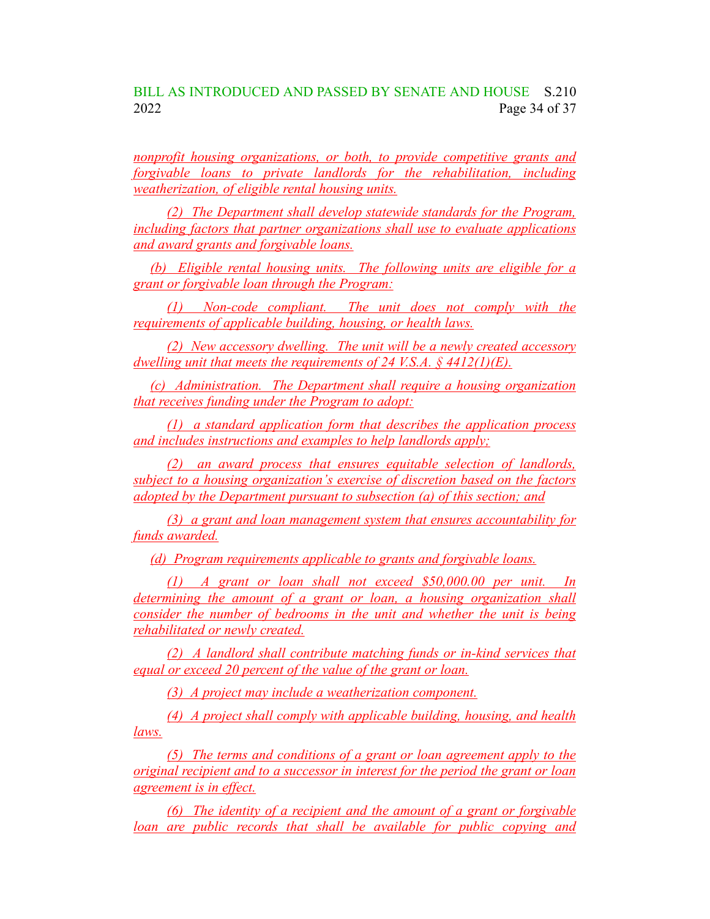nonprofit housing organizations, or both, to provide competitive grants and forgivable loans to private landlords for the rehabilitation, including weatherization, of eligible rental housing units.

(2) The Department shall develop statewide standards for the Program, including factors that partner organizations shall use to evaluate applications and award grants and forgivable loans.

(b) Eligible rental housing units. The following units are eligible for a grant or forgivable loan through the Program:

(1) Non-code compliant. The unit does not comply with the requirements of applicable building, housing, or health laws.

(2) New accessory dwelling. The unit will be a newly created accessory dwelling unit that meets the requirements of 24 V.S.A. § 4412(1)(E).

(c) Administration. The Department shall require a housing organization that receives funding under the Program to adopt:

(1) a standard application form that describes the application process and includes instructions and examples to help landlords apply;

(2) an award process that ensures equitable selection of landlords, subject to a housing organization's exercise of discretion based on the factors adopted by the Department pursuant to subsection (a) of this section; and

(3) a grant and loan management system that ensures accountability for funds awarded.

(d) Program requirements applicable to grants and forgivable loans.

(1) A grant or loan shall not exceed $50,000.00 per unit. In determining the amount of a grant or loan, a housing organization shall consider the number of bedrooms in the unit and whether the unit is being rehabilitated or newly created.

(2) A landlord shall contribute matching funds or in-kind services that equal or exceed 20 percent of the value of the grant or loan.

(3) A project may include a weatherization component.

(4) A project shall comply with applicable building, housing, and health laws.

(5) The terms and conditions of a grant or loan agreement apply to the original recipient and to a successor in interest for the period the grant or loan agreement is in effect.

(6) The identity of a recipient and the amount of a grant or forgivable loan are public records that shall be available for public copying and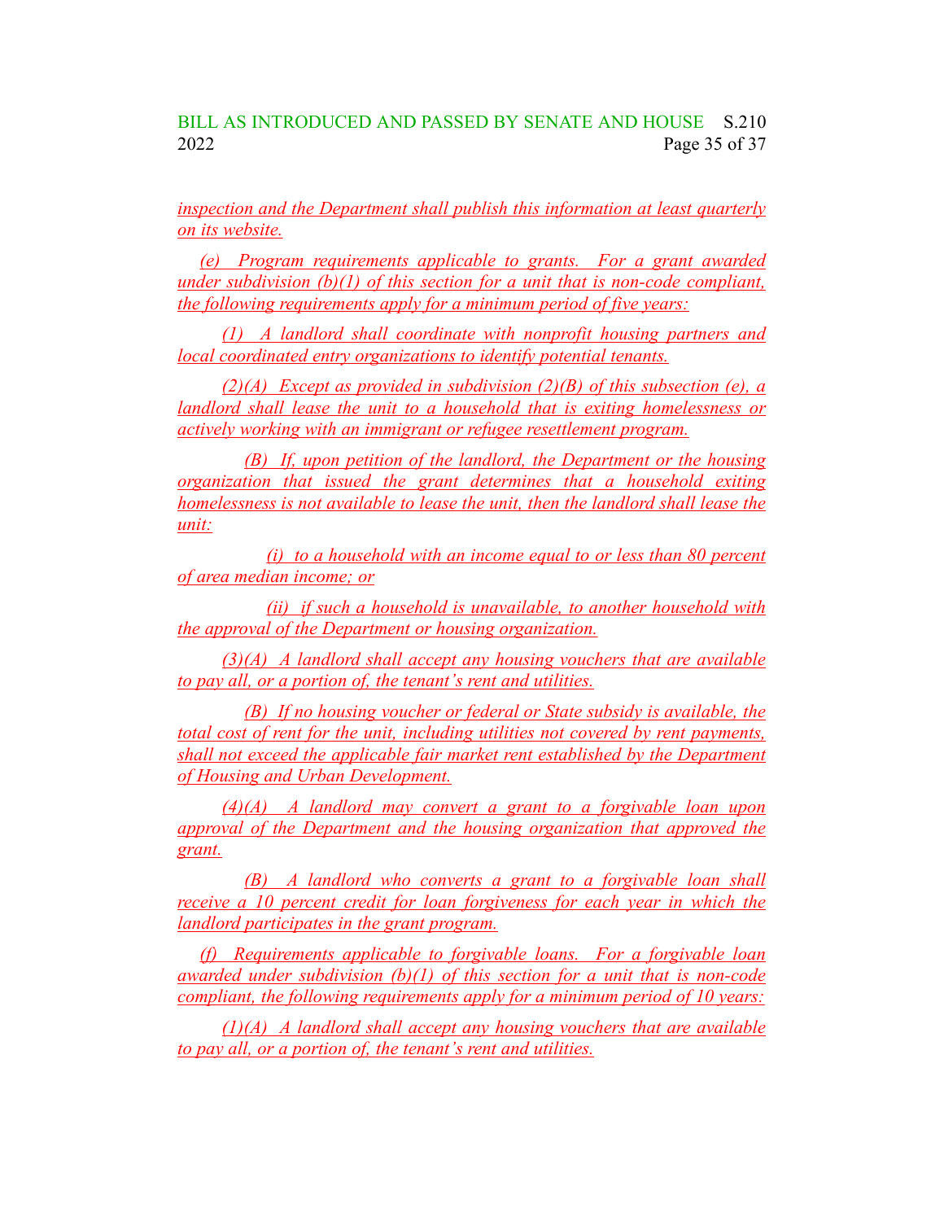*inspection and the Department shall publish this information at least quarterly on its website.*

*(e) Program requirements applicable to grants. For a grant awarded under subdivision (b)(1) of this section for a unit that is non-code compliant, the following requirements apply for a minimum period of five years:*

*(1) A landlord shall coordinate with nonprofit housing partners and local coordinated entry organizations to identify potential tenants.*

*(2)(A) Except as provided in subdivision (2)(B) of this subsection (e), a landlord shall lease the unit to a household that is exiting homelessness or actively working with an immigrant or refugee resettlement program.*

*(B) If, upon petition of the landlord, the Department or the housing organization that issued the grant determines that a household exiting homelessness is not available to lease the unit, then the landlord shall lease the unit:*

*(i) to a household with an income equal to or less than 80 percent of area median income; or*

*(ii) if such a household is unavailable, to another household with the approval of the Department or housing organization.*

*(3)(A) A landlord shall accept any housing vouchers that are available to pay all, or a portion of, the tenant's rent and utilities.*

*(B) If no housing voucher or federal or State subsidy is available, the total cost of rent for the unit, including utilities not covered by rent payments, shall not exceed the applicable fair market rent established by the Department of Housing and Urban Development.*

*(4)(A) A landlord may convert a grant to a forgivable loan upon approval of the Department and the housing organization that approved the grant.*

*(B) A landlord who converts a grant to a forgivable loan shall receive a 10 percent credit for loan forgiveness for each year in which the landlord participates in the grant program.*

*(f) Requirements applicable to forgivable loans. For a forgivable loan awarded under subdivision (b)(1) of this section for a unit that is non-code compliant, the following requirements apply for a minimum period of 10 years:*

*(1)(A) A landlord shall accept any housing vouchers that are available to pay all, or a portion of, the tenant's rent and utilities.*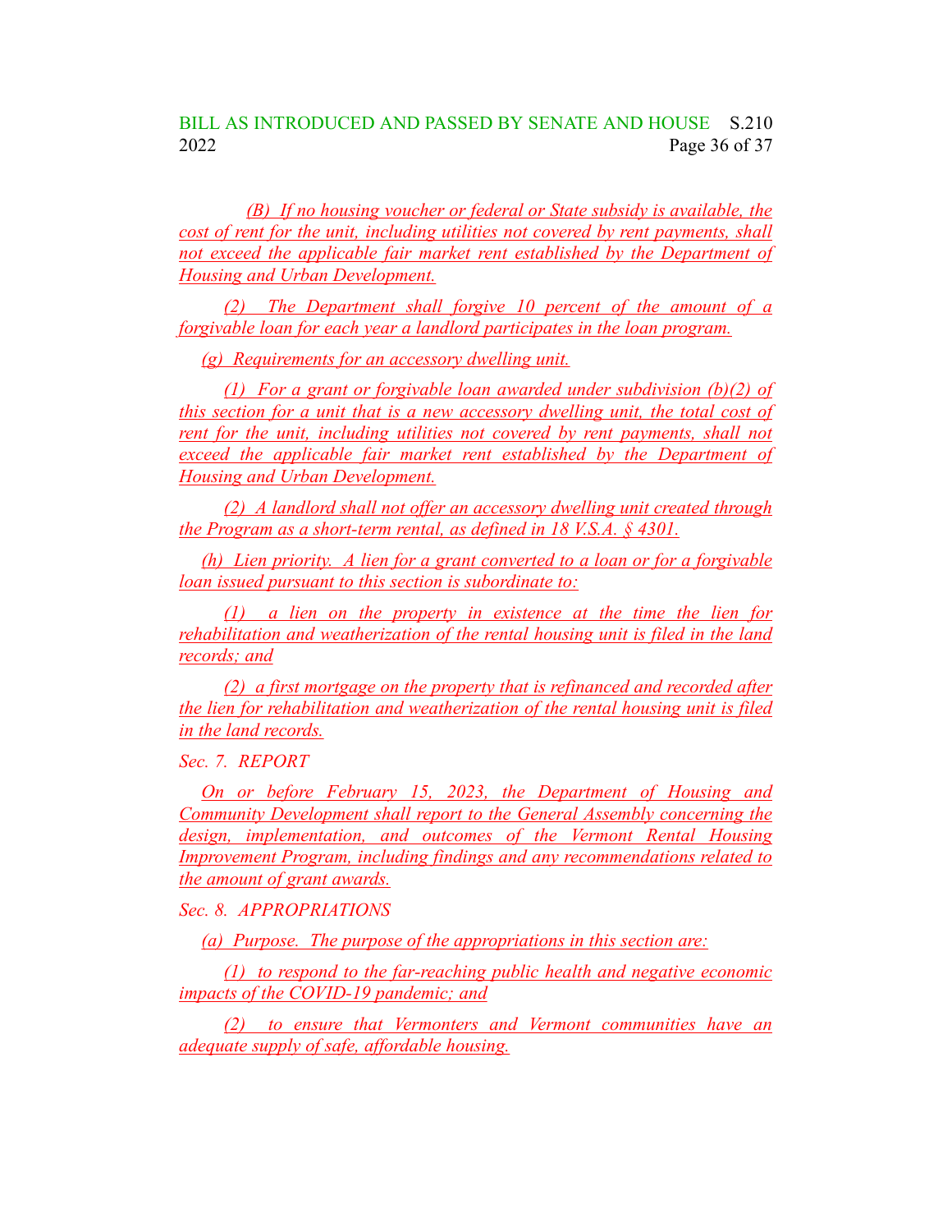(B) If no housing voucher or federal or State subsidy is available, the cost of rent for the unit, including utilities not covered by rent payments, shall not exceed the applicable fair market rent established by the Department of Housing and Urban Development.

(2) The Department shall forgive 10 percent of the amount of a forgivable loan for each year a landlord participates in the loan program.

(g) Requirements for an accessory dwelling unit.

(1) For a grant or forgivable loan awarded under subdivision (b)(2) of this section for a unit that is a new accessory dwelling unit, the total cost of rent for the unit, including utilities not covered by rent payments, shall not exceed the applicable fair market rent established by the Department of Housing and Urban Development.

(2) A landlord shall not offer an accessory dwelling unit created through the Program as a short-term rental, as defined in 18 V.S.A. § 4301.

(h) Lien priority. A lien for a grant converted to a loan or for a forgivable loan issued pursuant to this section is subordinate to:

(1) a lien on the property in existence at the time the lien for rehabilitation and weatherization of the rental housing unit is filed in the land records; and

(2) a first mortgage on the property that is refinanced and recorded after the lien for rehabilitation and weatherization of the rental housing unit is filed in the land records.

*Sec. 7. REPORT*

On or before February 15, 2023, the Department of Housing and Community Development shall report to the General Assembly concerning the design, implementation, and outcomes of the Vermont Rental Housing Improvement Program, including findings and any recommendations related to the amount of grant awards.

*Sec. 8. APPROPRIATIONS*

(a) Purpose. The purpose of the appropriations in this section are:

(1) to respond to the far-reaching public health and negative economic impacts of the COVID-19 pandemic; and

(2) to ensure that Vermonters and Vermont communities have an adequate supply of safe, affordable housing.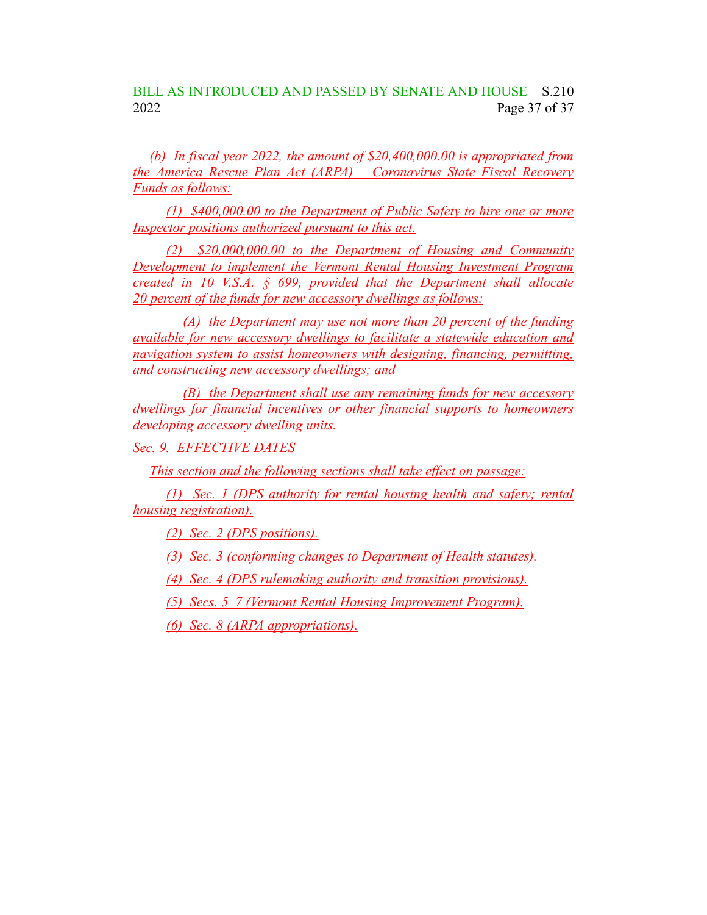*(b) In fiscal year 2022, the amount of $20,400,000.00 is appropriated from the America Rescue Plan Act (ARPA) – Coronavirus State Fiscal Recovery Funds as follows:*

*(1) $400,000.00 to the Department of Public Safety to hire one or more Inspector positions authorized pursuant to this act.*

*(2) $20,000,000.00 to the Department of Housing and Community Development to implement the Vermont Rental Housing Investment Program created in 10 V.S.A. § 699, provided that the Department shall allocate 20 percent of the funds for new accessory dwellings as follows:*

*(A) the Department may use not more than 20 percent of the funding available for new accessory dwellings to facilitate a statewide education and navigation system to assist homeowners with designing, financing, permitting, and constructing new accessory dwellings; and*

*(B) the Department shall use any remaining funds for new accessory dwellings for financial incentives or other financial supports to homeowners developing accessory dwelling units.*

*Sec. 9. EFFECTIVE DATES*

*This section and the following sections shall take effect on passage:*

*(1) Sec. 1 (DPS authority for rental housing health and safety; rental housing registration).*

*(2) Sec. 2 (DPS positions).*

*(3) Sec. 3 (conforming changes to Department of Health statutes).*

*(4) Sec. 4 (DPS rulemaking authority and transition provisions).*

*(5) Secs. 5–7 (Vermont Rental Housing Improvement Program).*

*(6) Sec. 8 (ARPA appropriations).*